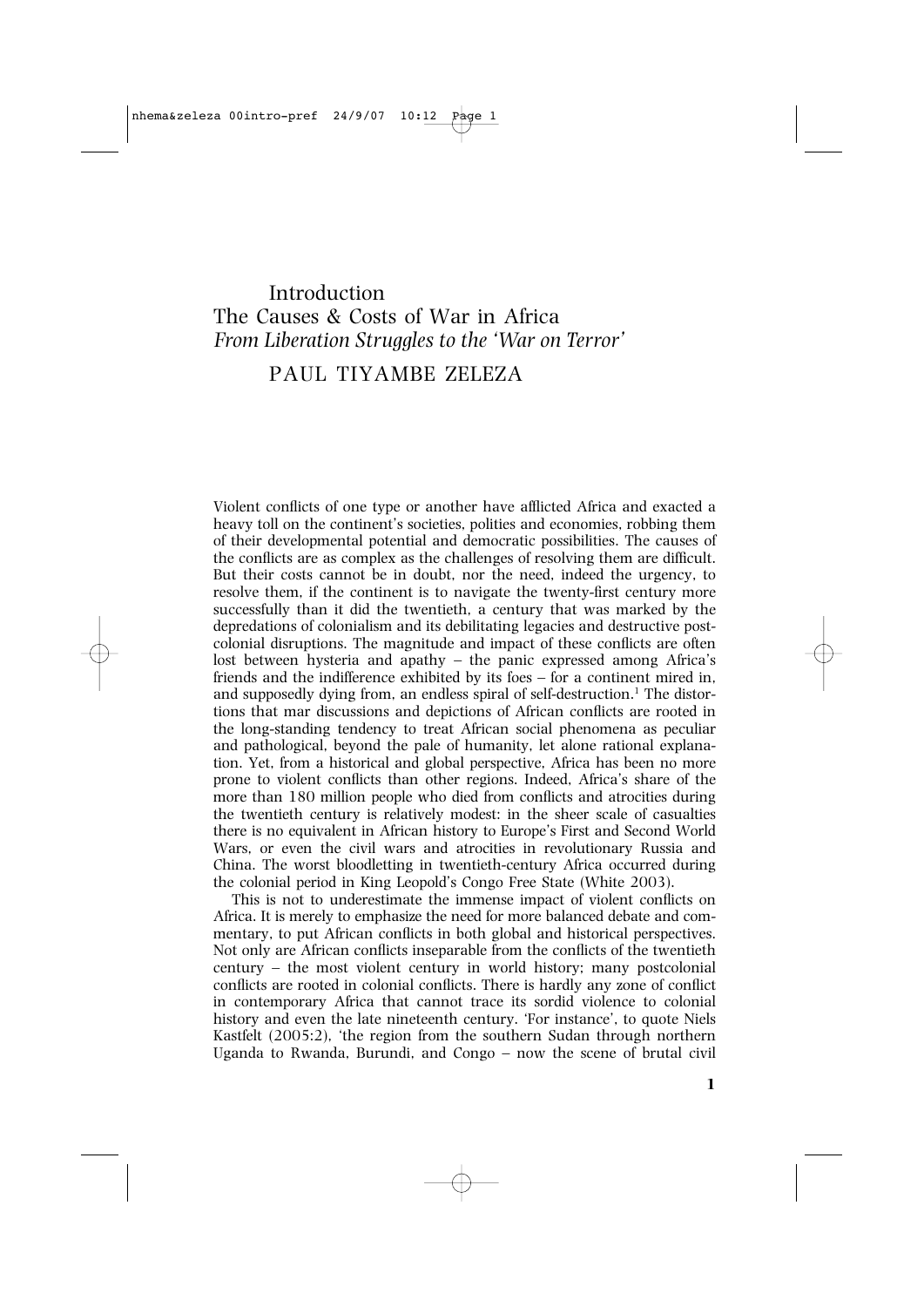# Introduction
# The Causes & Costs of War in Africa
## *From Liberation Struggles to the 'War on Terror'*

### PAUL TIYAMBE ZELEZA

Violent conflicts of one type or another have afflicted Africa and exacted a heavy toll on the continent's societies, polities and economies, robbing them of their developmental potential and democratic possibilities. The causes of the conflicts are as complex as the challenges of resolving them are difficult. But their costs cannot be in doubt, nor the need, indeed the urgency, to resolve them, if the continent is to navigate the twenty-first century more successfully than it did the twentieth, a century that was marked by the depredations of colonialism and its debilitating legacies and destructive postcolonial disruptions. The magnitude and impact of these conflicts are often lost between hysteria and apathy – the panic expressed among Africa's friends and the indifference exhibited by its foes – for a continent mired in, and supposedly dying from, an endless spiral of self-destruction.[1] The distortions that mar discussions and depictions of African conflicts are rooted in the long-standing tendency to treat African social phenomena as peculiar and pathological, beyond the pale of humanity, let alone rational explanation. Yet, from a historical and global perspective, Africa has been no more prone to violent conflicts than other regions. Indeed, Africa's share of the more than 180 million people who died from conflicts and atrocities during the twentieth century is relatively modest: in the sheer scale of casualties there is no equivalent in African history to Europe's First and Second World Wars, or even the civil wars and atrocities in revolutionary Russia and China. The worst bloodletting in twentieth-century Africa occurred during the colonial period in King Leopold's Congo Free State (White 2003).

This is not to underestimate the immense impact of violent conflicts on Africa. It is merely to emphasize the need for more balanced debate and commentary, to put African conflicts in both global and historical perspectives. Not only are African conflicts inseparable from the conflicts of the twentieth century – the most violent century in world history; many postcolonial conflicts are rooted in colonial conflicts. There is hardly any zone of conflict in contemporary Africa that cannot trace its sordid violence to colonial history and even the late nineteenth century. 'For instance', to quote Niels Kastfelt (2005:2), 'the region from the southern Sudan through northern Uganda to Rwanda, Burundi, and Congo – now the scene of brutal civil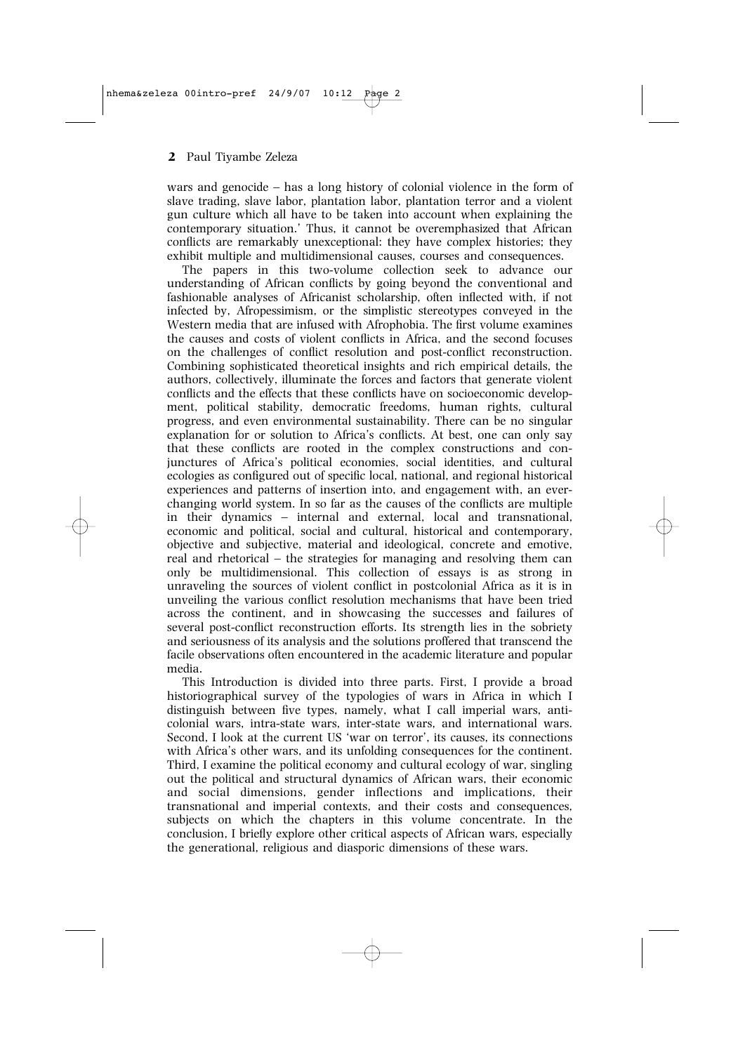wars and genocide – has a long history of colonial violence in the form of slave trading, slave labor, plantation labor, plantation terror and a violent gun culture which all have to be taken into account when explaining the contemporary situation.' Thus, it cannot be overemphasized that African conflicts are remarkably unexceptional: they have complex histories; they exhibit multiple and multidimensional causes, courses and consequences.

The papers in this two-volume collection seek to advance our understanding of African conflicts by going beyond the conventional and fashionable analyses of Africanist scholarship, often inflected with, if not infected by, Afropessimism, or the simplistic stereotypes conveyed in the Western media that are infused with Afrophobia. The first volume examines the causes and costs of violent conflicts in Africa, and the second focuses on the challenges of conflict resolution and post-conflict reconstruction. Combining sophisticated theoretical insights and rich empirical details, the authors, collectively, illuminate the forces and factors that generate violent conflicts and the effects that these conflicts have on socioeconomic development, political stability, democratic freedoms, human rights, cultural progress, and even environmental sustainability. There can be no singular explanation for or solution to Africa's conflicts. At best, one can only say that these conflicts are rooted in the complex constructions and conjunctures of Africa's political economies, social identities, and cultural ecologies as configured out of specific local, national, and regional historical experiences and patterns of insertion into, and engagement with, an ever-changing world system. In so far as the causes of the conflicts are multiple in their dynamics – internal and external, local and transnational, economic and political, social and cultural, historical and contemporary, objective and subjective, material and ideological, concrete and emotive, real and rhetorical – the strategies for managing and resolving them can only be multidimensional. This collection of essays is as strong in unraveling the sources of violent conflict in postcolonial Africa as it is in unveiling the various conflict resolution mechanisms that have been tried across the continent, and in showcasing the successes and failures of several post-conflict reconstruction efforts. Its strength lies in the sobriety and seriousness of its analysis and the solutions proffered that transcend the facile observations often encountered in the academic literature and popular media.

This Introduction is divided into three parts. First, I provide a broad historiographical survey of the typologies of wars in Africa in which I distinguish between five types, namely, what I call imperial wars, anti-colonial wars, intra-state wars, inter-state wars, and international wars. Second, I look at the current US 'war on terror', its causes, its connections with Africa's other wars, and its unfolding consequences for the continent. Third, I examine the political economy and cultural ecology of war, singling out the political and structural dynamics of African wars, their economic and social dimensions, gender inflections and implications, their transnational and imperial contexts, and their costs and consequences, subjects on which the chapters in this volume concentrate. In the conclusion, I briefly explore other critical aspects of African wars, especially the generational, religious and diasporic dimensions of these wars.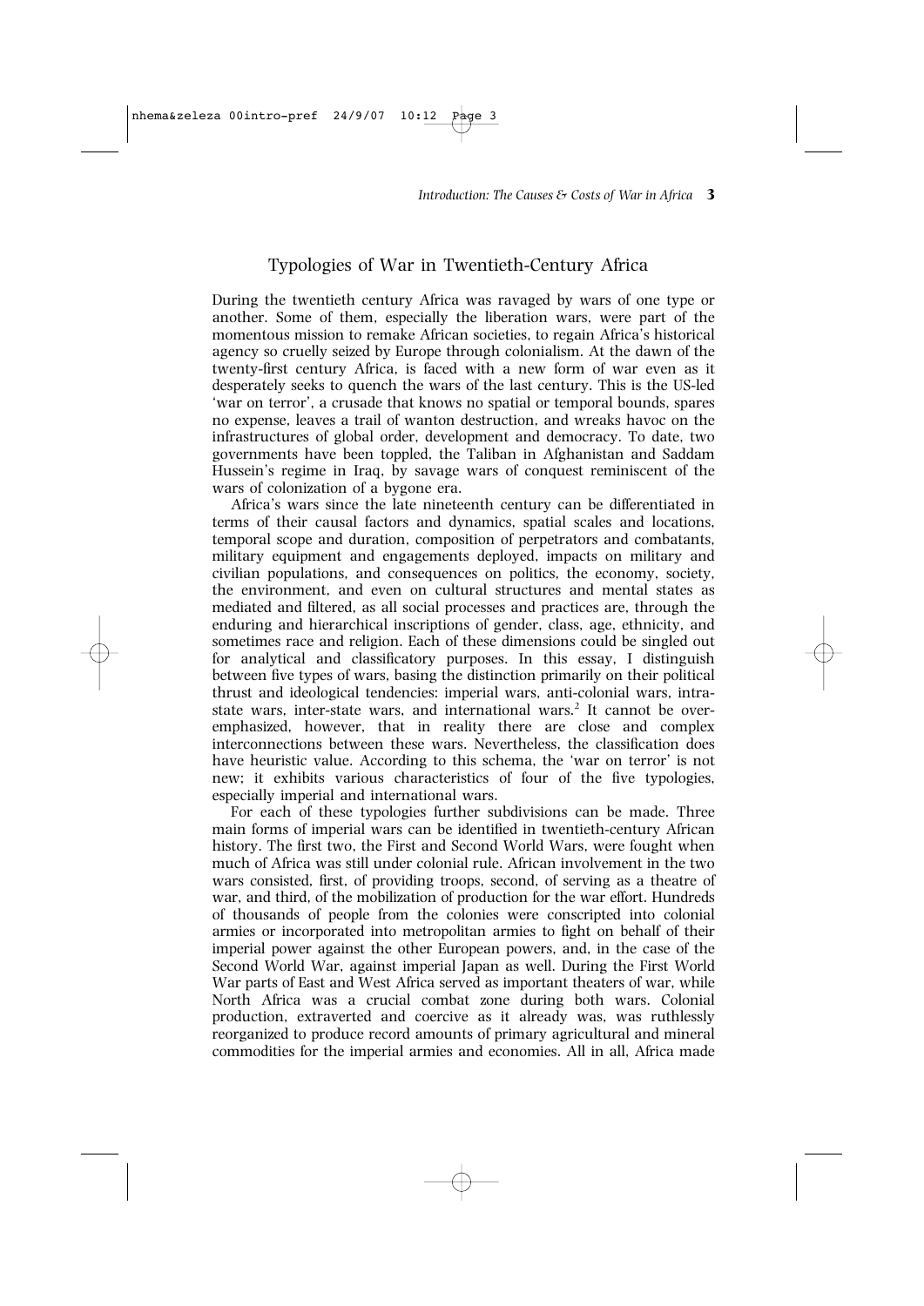## Typologies of War in Twentieth-Century Africa

During the twentieth century Africa was ravaged by wars of one type or another. Some of them, especially the liberation wars, were part of the momentous mission to remake African societies, to regain Africa's historical agency so cruelly seized by Europe through colonialism. At the dawn of the twenty-first century Africa, is faced with a new form of war even as it desperately seeks to quench the wars of the last century. This is the US-led 'war on terror', a crusade that knows no spatial or temporal bounds, spares no expense, leaves a trail of wanton destruction, and wreaks havoc on the infrastructures of global order, development and democracy. To date, two governments have been toppled, the Taliban in Afghanistan and Saddam Hussein's regime in Iraq, by savage wars of conquest reminiscent of the wars of colonization of a bygone era.

Africa's wars since the late nineteenth century can be differentiated in terms of their causal factors and dynamics, spatial scales and locations, temporal scope and duration, composition of perpetrators and combatants, military equipment and engagements deployed, impacts on military and civilian populations, and consequences on politics, the economy, society, the environment, and even on cultural structures and mental states as mediated and filtered, as all social processes and practices are, through the enduring and hierarchical inscriptions of gender, class, age, ethnicity, and sometimes race and religion. Each of these dimensions could be singled out for analytical and classificatory purposes. In this essay, I distinguish between five types of wars, basing the distinction primarily on their political thrust and ideological tendencies: imperial wars, anti-colonial wars, intra-state wars, inter-state wars, and international wars.[2] It cannot be over-emphasized, however, that in reality there are close and complex interconnections between these wars. Nevertheless, the classification does have heuristic value. According to this schema, the 'war on terror' is not new; it exhibits various characteristics of four of the five typologies, especially imperial and international wars.

For each of these typologies further subdivisions can be made. Three main forms of imperial wars can be identified in twentieth-century African history. The first two, the First and Second World Wars, were fought when much of Africa was still under colonial rule. African involvement in the two wars consisted, first, of providing troops, second, of serving as a theatre of war, and third, of the mobilization of production for the war effort. Hundreds of thousands of people from the colonies were conscripted into colonial armies or incorporated into metropolitan armies to fight on behalf of their imperial power against the other European powers, and, in the case of the Second World War, against imperial Japan as well. During the First World War parts of East and West Africa served as important theaters of war, while North Africa was a crucial combat zone during both wars. Colonial production, extraverted and coercive as it already was, was ruthlessly reorganized to produce record amounts of primary agricultural and mineral commodities for the imperial armies and economies. All in all, Africa made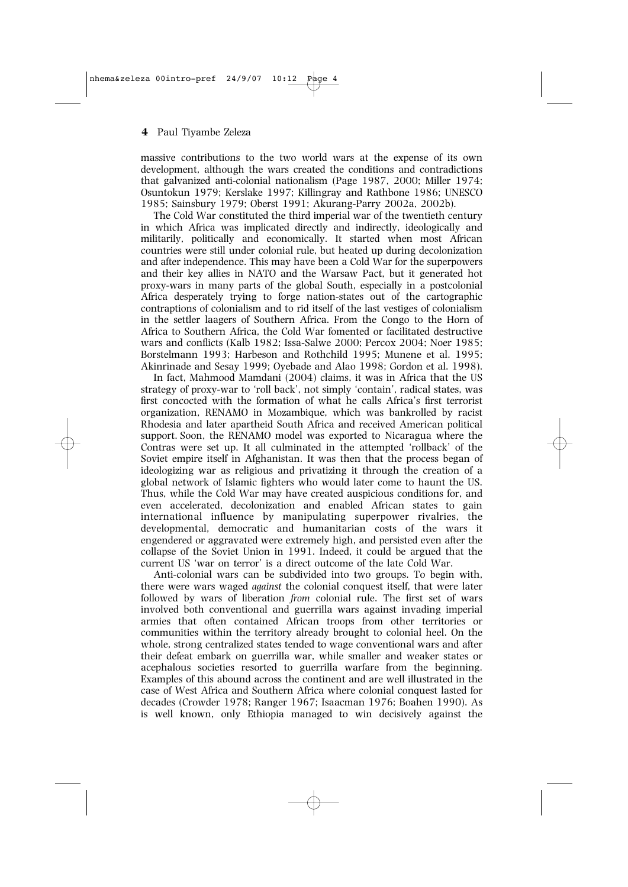massive contributions to the two world wars at the expense of its own development, although the wars created the conditions and contradictions that galvanized anti-colonial nationalism (Page 1987, 2000; Miller 1974; Osuntokun 1979; Kerslake 1997; Killingray and Rathbone 1986; UNESCO 1985; Sainsbury 1979; Oberst 1991; Akurang-Parry 2002a, 2002b).

The Cold War constituted the third imperial war of the twentieth century in which Africa was implicated directly and indirectly, ideologically and militarily, politically and economically. It started when most African countries were still under colonial rule, but heated up during decolonization and after independence. This may have been a Cold War for the superpowers and their key allies in NATO and the Warsaw Pact, but it generated hot proxy-wars in many parts of the global South, especially in a postcolonial Africa desperately trying to forge nation-states out of the cartographic contraptions of colonialism and to rid itself of the last vestiges of colonialism in the settler laagers of Southern Africa. From the Congo to the Horn of Africa to Southern Africa, the Cold War fomented or facilitated destructive wars and conflicts (Kalb 1982; Issa-Salwe 2000; Percox 2004; Noer 1985; Borstelmann 1993; Harbeson and Rothchild 1995; Munene et al. 1995; Akinrinade and Sesay 1999; Oyebade and Alao 1998; Gordon et al. 1998).

In fact, Mahmood Mamdani (2004) claims, it was in Africa that the US strategy of proxy-war to 'roll back', not simply 'contain', radical states, was first concocted with the formation of what he calls Africa's first terrorist organization, RENAMO in Mozambique, which was bankrolled by racist Rhodesia and later apartheid South Africa and received American political support. Soon, the RENAMO model was exported to Nicaragua where the Contras were set up. It all culminated in the attempted 'rollback' of the Soviet empire itself in Afghanistan. It was then that the process began of ideologizing war as religious and privatizing it through the creation of a global network of Islamic fighters who would later come to haunt the US. Thus, while the Cold War may have created auspicious conditions for, and even accelerated, decolonization and enabled African states to gain international influence by manipulating superpower rivalries, the developmental, democratic and humanitarian costs of the wars it engendered or aggravated were extremely high, and persisted even after the collapse of the Soviet Union in 1991. Indeed, it could be argued that the current US 'war on terror' is a direct outcome of the late Cold War.

Anti-colonial wars can be subdivided into two groups. To begin with, there were wars waged *against* the colonial conquest itself, that were later followed by wars of liberation *from* colonial rule. The first set of wars involved both conventional and guerrilla wars against invading imperial armies that often contained African troops from other territories or communities within the territory already brought to colonial heel. On the whole, strong centralized states tended to wage conventional wars and after their defeat embark on guerrilla war, while smaller and weaker states or acephalous societies resorted to guerrilla warfare from the beginning. Examples of this abound across the continent and are well illustrated in the case of West Africa and Southern Africa where colonial conquest lasted for decades (Crowder 1978; Ranger 1967; Isaacman 1976; Boahen 1990). As is well known, only Ethiopia managed to win decisively against the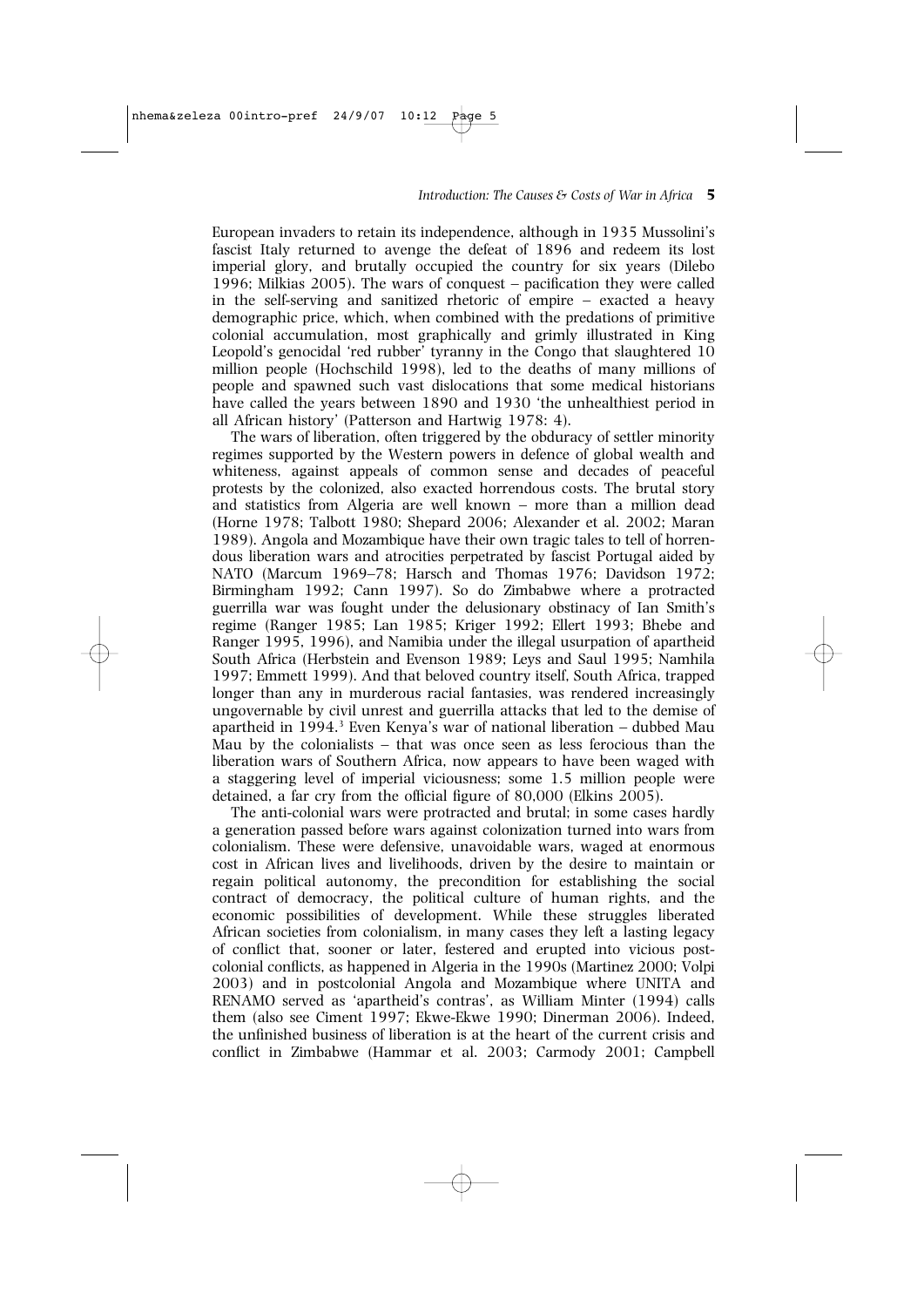European invaders to retain its independence, although in 1935 Mussolini's fascist Italy returned to avenge the defeat of 1896 and redeem its lost imperial glory, and brutally occupied the country for six years (Dilebo 1996; Milkias 2005). The wars of conquest – pacification they were called in the self-serving and sanitized rhetoric of empire – exacted a heavy demographic price, which, when combined with the predations of primitive colonial accumulation, most graphically and grimly illustrated in King Leopold's genocidal 'red rubber' tyranny in the Congo that slaughtered 10 million people (Hochschild 1998), led to the deaths of many millions of people and spawned such vast dislocations that some medical historians have called the years between 1890 and 1930 'the unhealthiest period in all African history' (Patterson and Hartwig 1978: 4).

The wars of liberation, often triggered by the obduracy of settler minority regimes supported by the Western powers in defence of global wealth and whiteness, against appeals of common sense and decades of peaceful protests by the colonized, also exacted horrendous costs. The brutal story and statistics from Algeria are well known – more than a million dead (Horne 1978; Talbott 1980; Shepard 2006; Alexander et al. 2002; Maran 1989). Angola and Mozambique have their own tragic tales to tell of horrendous liberation wars and atrocities perpetrated by fascist Portugal aided by NATO (Marcum 1969–78; Harsch and Thomas 1976; Davidson 1972; Birmingham 1992; Cann 1997). So do Zimbabwe where a protracted guerrilla war was fought under the delusionary obstinacy of Ian Smith's regime (Ranger 1985; Lan 1985; Kriger 1992; Ellert 1993; Bhebe and Ranger 1995, 1996), and Namibia under the illegal usurpation of apartheid South Africa (Herbstein and Evenson 1989; Leys and Saul 1995; Namhila 1997; Emmett 1999). And that beloved country itself, South Africa, trapped longer than any in murderous racial fantasies, was rendered increasingly ungovernable by civil unrest and guerrilla attacks that led to the demise of apartheid in 1994.[3] Even Kenya's war of national liberation – dubbed Mau Mau by the colonialists – that was once seen as less ferocious than the liberation wars of Southern Africa, now appears to have been waged with a staggering level of imperial viciousness; some 1.5 million people were detained, a far cry from the official figure of 80,000 (Elkins 2005).

The anti-colonial wars were protracted and brutal; in some cases hardly a generation passed before wars against colonization turned into wars from colonialism. These were defensive, unavoidable wars, waged at enormous cost in African lives and livelihoods, driven by the desire to maintain or regain political autonomy, the precondition for establishing the social contract of democracy, the political culture of human rights, and the economic possibilities of development. While these struggles liberated African societies from colonialism, in many cases they left a lasting legacy of conflict that, sooner or later, festered and erupted into vicious postcolonial conflicts, as happened in Algeria in the 1990s (Martinez 2000; Volpi 2003) and in postcolonial Angola and Mozambique where UNITA and RENAMO served as 'apartheid's contras', as William Minter (1994) calls them (also see Ciment 1997; Ekwe-Ekwe 1990; Dinerman 2006). Indeed, the unfinished business of liberation is at the heart of the current crisis and conflict in Zimbabwe (Hammar et al. 2003; Carmody 2001; Campbell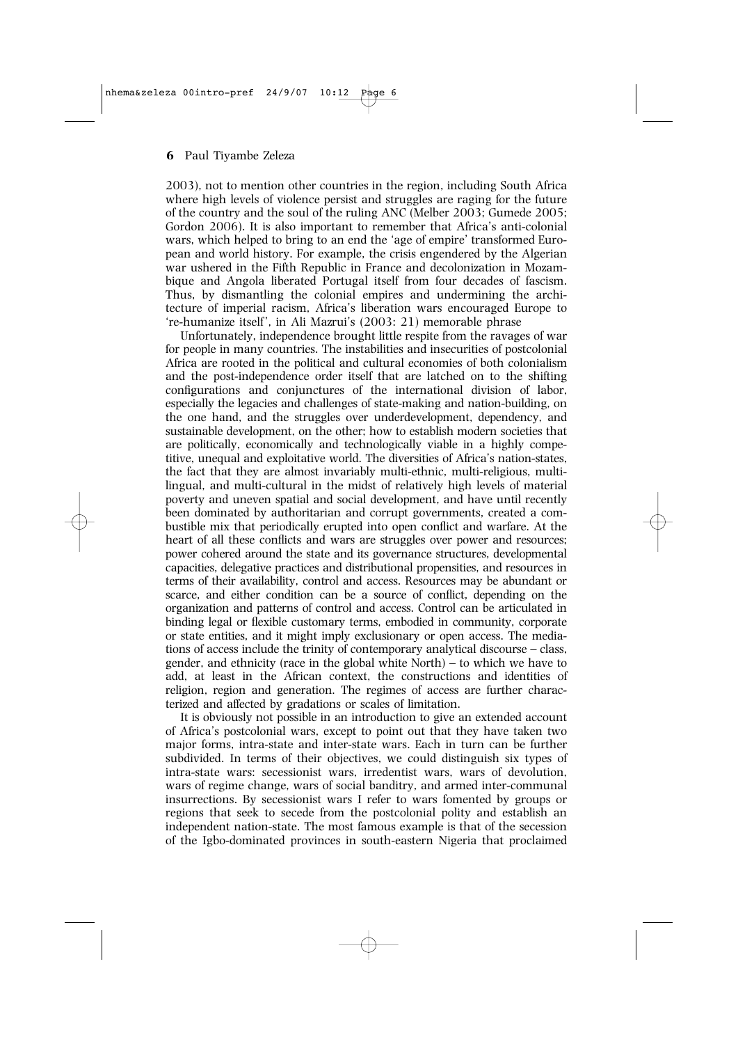2003), not to mention other countries in the region, including South Africa where high levels of violence persist and struggles are raging for the future of the country and the soul of the ruling ANC (Melber 2003; Gumede 2005; Gordon 2006). It is also important to remember that Africa's anti-colonial wars, which helped to bring to an end the 'age of empire' transformed European and world history. For example, the crisis engendered by the Algerian war ushered in the Fifth Republic in France and decolonization in Mozambique and Angola liberated Portugal itself from four decades of fascism. Thus, by dismantling the colonial empires and undermining the architecture of imperial racism, Africa's liberation wars encouraged Europe to 're-humanize itself', in Ali Mazrui's (2003: 21) memorable phrase

Unfortunately, independence brought little respite from the ravages of war for people in many countries. The instabilities and insecurities of postcolonial Africa are rooted in the political and cultural economies of both colonialism and the post-independence order itself that are latched on to the shifting configurations and conjunctures of the international division of labor, especially the legacies and challenges of state-making and nation-building, on the one hand, and the struggles over underdevelopment, dependency, and sustainable development, on the other; how to establish modern societies that are politically, economically and technologically viable in a highly competitive, unequal and exploitative world. The diversities of Africa's nation-states, the fact that they are almost invariably multi-ethnic, multi-religious, multilingual, and multi-cultural in the midst of relatively high levels of material poverty and uneven spatial and social development, and have until recently been dominated by authoritarian and corrupt governments, created a combustible mix that periodically erupted into open conflict and warfare. At the heart of all these conflicts and wars are struggles over power and resources; power cohered around the state and its governance structures, developmental capacities, delegative practices and distributional propensities, and resources in terms of their availability, control and access. Resources may be abundant or scarce, and either condition can be a source of conflict, depending on the organization and patterns of control and access. Control can be articulated in binding legal or flexible customary terms, embodied in community, corporate or state entities, and it might imply exclusionary or open access. The mediations of access include the trinity of contemporary analytical discourse – class, gender, and ethnicity (race in the global white North) – to which we have to add, at least in the African context, the constructions and identities of religion, region and generation. The regimes of access are further characterized and affected by gradations or scales of limitation.

It is obviously not possible in an introduction to give an extended account of Africa's postcolonial wars, except to point out that they have taken two major forms, intra-state and inter-state wars. Each in turn can be further subdivided. In terms of their objectives, we could distinguish six types of intra-state wars: secessionist wars, irredentist wars, wars of devolution, wars of regime change, wars of social banditry, and armed inter-communal insurrections. By secessionist wars I refer to wars fomented by groups or regions that seek to secede from the postcolonial polity and establish an independent nation-state. The most famous example is that of the secession of the Igbo-dominated provinces in south-eastern Nigeria that proclaimed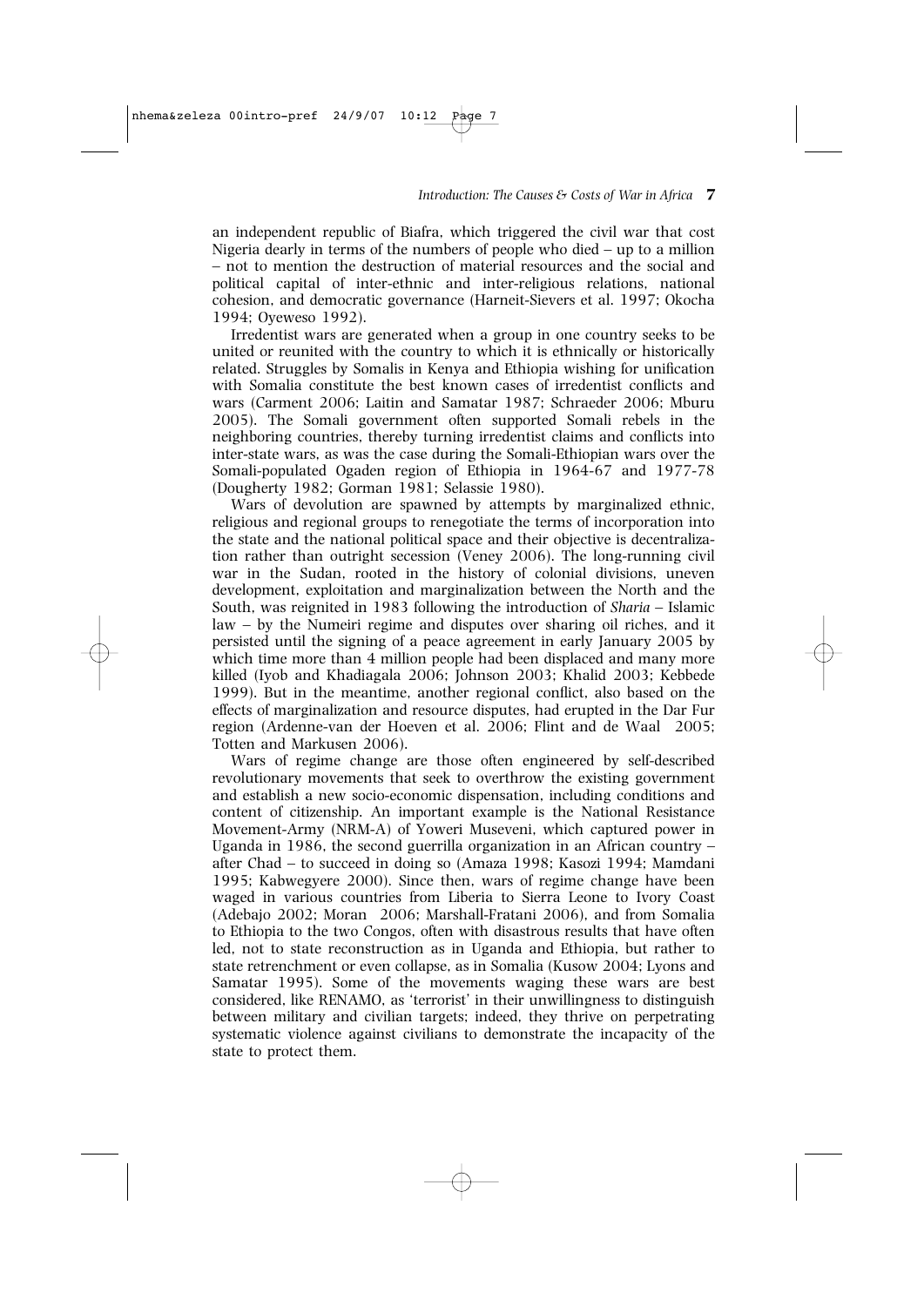an independent republic of Biafra, which triggered the civil war that cost Nigeria dearly in terms of the numbers of people who died – up to a million – not to mention the destruction of material resources and the social and political capital of inter-ethnic and inter-religious relations, national cohesion, and democratic governance (Harneit-Sievers et al. 1997; Okocha 1994; Oyeweso 1992).

Irredentist wars are generated when a group in one country seeks to be united or reunited with the country to which it is ethnically or historically related. Struggles by Somalis in Kenya and Ethiopia wishing for unification with Somalia constitute the best known cases of irredentist conflicts and wars (Carment 2006; Laitin and Samatar 1987; Schraeder 2006; Mburu 2005). The Somali government often supported Somali rebels in the neighboring countries, thereby turning irredentist claims and conflicts into inter-state wars, as was the case during the Somali-Ethiopian wars over the Somali-populated Ogaden region of Ethiopia in 1964-67 and 1977-78 (Dougherty 1982; Gorman 1981; Selassie 1980).

Wars of devolution are spawned by attempts by marginalized ethnic, religious and regional groups to renegotiate the terms of incorporation into the state and the national political space and their objective is decentralization rather than outright secession (Veney 2006). The long-running civil war in the Sudan, rooted in the history of colonial divisions, uneven development, exploitation and marginalization between the North and the South, was reignited in 1983 following the introduction of *Sharia* – Islamic law – by the Numeiri regime and disputes over sharing oil riches, and it persisted until the signing of a peace agreement in early January 2005 by which time more than 4 million people had been displaced and many more killed (Iyob and Khadiagala 2006; Johnson 2003; Khalid 2003; Kebbede 1999). But in the meantime, another regional conflict, also based on the effects of marginalization and resource disputes, had erupted in the Dar Fur region (Ardenne-van der Hoeven et al. 2006; Flint and de Waal 2005; Totten and Markusen 2006).

Wars of regime change are those often engineered by self-described revolutionary movements that seek to overthrow the existing government and establish a new socio-economic dispensation, including conditions and content of citizenship. An important example is the National Resistance Movement-Army (NRM-A) of Yoweri Museveni, which captured power in Uganda in 1986, the second guerrilla organization in an African country – after Chad – to succeed in doing so (Amaza 1998; Kasozi 1994; Mamdani 1995; Kabwegyere 2000). Since then, wars of regime change have been waged in various countries from Liberia to Sierra Leone to Ivory Coast (Adebajo 2002; Moran 2006; Marshall-Fratani 2006), and from Somalia to Ethiopia to the two Congos, often with disastrous results that have often led, not to state reconstruction as in Uganda and Ethiopia, but rather to state retrenchment or even collapse, as in Somalia (Kusow 2004; Lyons and Samatar 1995). Some of the movements waging these wars are best considered, like RENAMO, as 'terrorist' in their unwillingness to distinguish between military and civilian targets; indeed, they thrive on perpetrating systematic violence against civilians to demonstrate the incapacity of the state to protect them.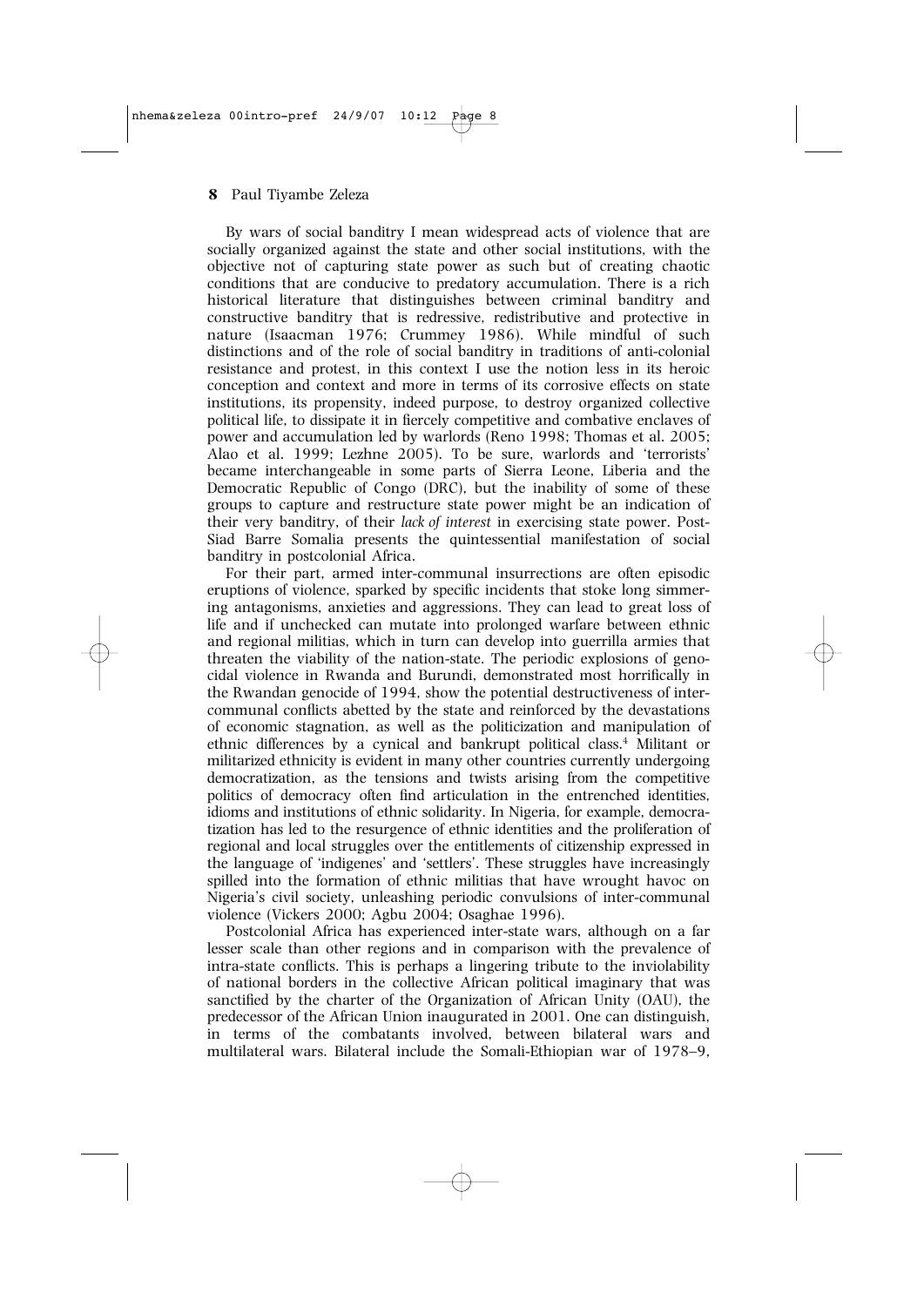By wars of social banditry I mean widespread acts of violence that are socially organized against the state and other social institutions, with the objective not of capturing state power as such but of creating chaotic conditions that are conducive to predatory accumulation. There is a rich historical literature that distinguishes between criminal banditry and constructive banditry that is redressive, redistributive and protective in nature (Isaacman 1976; Crummey 1986). While mindful of such distinctions and of the role of social banditry in traditions of anti-colonial resistance and protest, in this context I use the notion less in its heroic conception and context and more in terms of its corrosive effects on state institutions, its propensity, indeed purpose, to destroy organized collective political life, to dissipate it in fiercely competitive and combative enclaves of power and accumulation led by warlords (Reno 1998; Thomas et al. 2005; Alao et al. 1999; Lezhne 2005). To be sure, warlords and 'terrorists' became interchangeable in some parts of Sierra Leone, Liberia and the Democratic Republic of Congo (DRC), but the inability of some of these groups to capture and restructure state power might be an indication of their very banditry, of their *lack of interest* in exercising state power. Post-Siad Barre Somalia presents the quintessential manifestation of social banditry in postcolonial Africa.

For their part, armed inter-communal insurrections are often episodic eruptions of violence, sparked by specific incidents that stoke long simmering antagonisms, anxieties and aggressions. They can lead to great loss of life and if unchecked can mutate into prolonged warfare between ethnic and regional militias, which in turn can develop into guerrilla armies that threaten the viability of the nation-state. The periodic explosions of genocidal violence in Rwanda and Burundi, demonstrated most horrifically in the Rwandan genocide of 1994, show the potential destructiveness of inter-communal conflicts abetted by the state and reinforced by the devastations of economic stagnation, as well as the politicization and manipulation of ethnic differences by a cynical and bankrupt political class.[4] Militant or militarized ethnicity is evident in many other countries currently undergoing democratization, as the tensions and twists arising from the competitive politics of democracy often find articulation in the entrenched identities, idioms and institutions of ethnic solidarity. In Nigeria, for example, democratization has led to the resurgence of ethnic identities and the proliferation of regional and local struggles over the entitlements of citizenship expressed in the language of 'indigenes' and 'settlers'. These struggles have increasingly spilled into the formation of ethnic militias that have wrought havoc on Nigeria's civil society, unleashing periodic convulsions of inter-communal violence (Vickers 2000; Agbu 2004; Osaghae 1996).

Postcolonial Africa has experienced inter-state wars, although on a far lesser scale than other regions and in comparison with the prevalence of intra-state conflicts. This is perhaps a lingering tribute to the inviolability of national borders in the collective African political imaginary that was sanctified by the charter of the Organization of African Unity (OAU), the predecessor of the African Union inaugurated in 2001. One can distinguish, in terms of the combatants involved, between bilateral wars and multilateral wars. Bilateral include the Somali-Ethiopian war of 1978–9,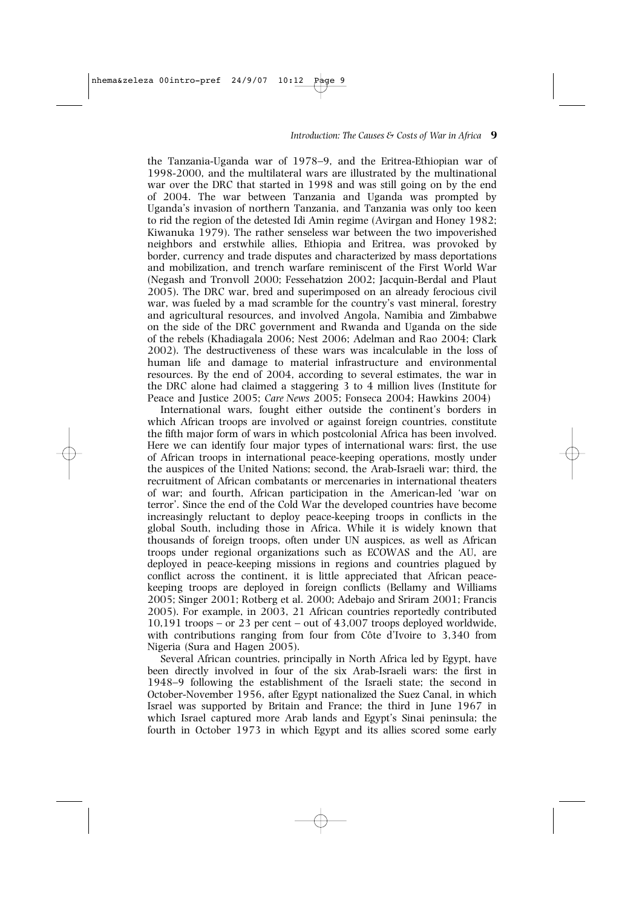the Tanzania-Uganda war of 1978–9, and the Eritrea-Ethiopian war of 1998-2000, and the multilateral wars are illustrated by the multinational war over the DRC that started in 1998 and was still going on by the end of 2004. The war between Tanzania and Uganda was prompted by Uganda's invasion of northern Tanzania, and Tanzania was only too keen to rid the region of the detested Idi Amin regime (Avirgan and Honey 1982; Kiwanuka 1979). The rather senseless war between the two impoverished neighbors and erstwhile allies, Ethiopia and Eritrea, was provoked by border, currency and trade disputes and characterized by mass deportations and mobilization, and trench warfare reminiscent of the First World War (Negash and Tronvoll 2000; Fessehatzion 2002; Jacquin-Berdal and Plaut 2005). The DRC war, bred and superimposed on an already ferocious civil war, was fueled by a mad scramble for the country's vast mineral, forestry and agricultural resources, and involved Angola, Namibia and Zimbabwe on the side of the DRC government and Rwanda and Uganda on the side of the rebels (Khadiagala 2006; Nest 2006; Adelman and Rao 2004; Clark 2002). The destructiveness of these wars was incalculable in the loss of human life and damage to material infrastructure and environmental resources. By the end of 2004, according to several estimates, the war in the DRC alone had claimed a staggering 3 to 4 million lives (Institute for Peace and Justice 2005; *Care News* 2005; Fonseca 2004; Hawkins 2004)

International wars, fought either outside the continent's borders in which African troops are involved or against foreign countries, constitute the fifth major form of wars in which postcolonial Africa has been involved. Here we can identify four major types of international wars: first, the use of African troops in international peace-keeping operations, mostly under the auspices of the United Nations; second, the Arab-Israeli war; third, the recruitment of African combatants or mercenaries in international theaters of war; and fourth, African participation in the American-led 'war on terror'. Since the end of the Cold War the developed countries have become increasingly reluctant to deploy peace-keeping troops in conflicts in the global South, including those in Africa. While it is widely known that thousands of foreign troops, often under UN auspices, as well as African troops under regional organizations such as ECOWAS and the AU, are deployed in peace-keeping missions in regions and countries plagued by conflict across the continent, it is little appreciated that African peace-keeping troops are deployed in foreign conflicts (Bellamy and Williams 2005; Singer 2001; Rotberg et al. 2000; Adebajo and Sriram 2001; Francis 2005). For example, in 2003, 21 African countries reportedly contributed 10,191 troops – or 23 per cent – out of 43,007 troops deployed worldwide, with contributions ranging from four from Côte d'Ivoire to 3,340 from Nigeria (Sura and Hagen 2005).

Several African countries, principally in North Africa led by Egypt, have been directly involved in four of the six Arab-Israeli wars: the first in 1948–9 following the establishment of the Israeli state; the second in October-November 1956, after Egypt nationalized the Suez Canal, in which Israel was supported by Britain and France; the third in June 1967 in which Israel captured more Arab lands and Egypt's Sinai peninsula; the fourth in October 1973 in which Egypt and its allies scored some early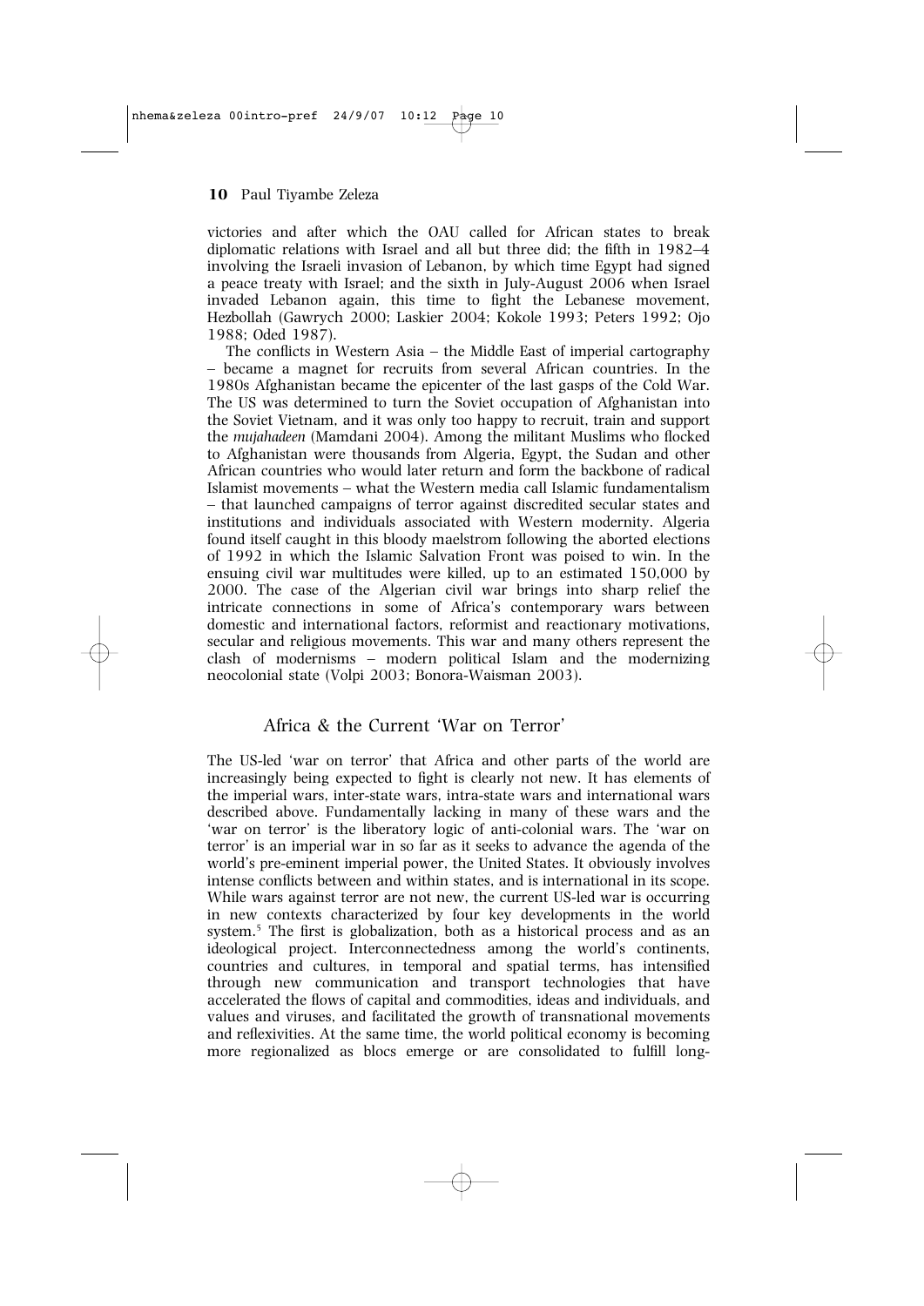victories and after which the OAU called for African states to break diplomatic relations with Israel and all but three did; the fifth in 1982–4 involving the Israeli invasion of Lebanon, by which time Egypt had signed a peace treaty with Israel; and the sixth in July-August 2006 when Israel invaded Lebanon again, this time to fight the Lebanese movement, Hezbollah (Gawrych 2000; Laskier 2004; Kokole 1993; Peters 1992; Ojo 1988; Oded 1987).

The conflicts in Western Asia – the Middle East of imperial cartography – became a magnet for recruits from several African countries. In the 1980s Afghanistan became the epicenter of the last gasps of the Cold War. The US was determined to turn the Soviet occupation of Afghanistan into the Soviet Vietnam, and it was only too happy to recruit, train and support the *mujahadeen* (Mamdani 2004). Among the militant Muslims who flocked to Afghanistan were thousands from Algeria, Egypt, the Sudan and other African countries who would later return and form the backbone of radical Islamist movements – what the Western media call Islamic fundamentalism – that launched campaigns of terror against discredited secular states and institutions and individuals associated with Western modernity. Algeria found itself caught in this bloody maelstrom following the aborted elections of 1992 in which the Islamic Salvation Front was poised to win. In the ensuing civil war multitudes were killed, up to an estimated 150,000 by 2000. The case of the Algerian civil war brings into sharp relief the intricate connections in some of Africa's contemporary wars between domestic and international factors, reformist and reactionary motivations, secular and religious movements. This war and many others represent the clash of modernisms – modern political Islam and the modernizing neocolonial state (Volpi 2003; Bonora-Waisman 2003).

## Africa & the Current 'War on Terror'

The US-led 'war on terror' that Africa and other parts of the world are increasingly being expected to fight is clearly not new. It has elements of the imperial wars, inter-state wars, intra-state wars and international wars described above. Fundamentally lacking in many of these wars and the 'war on terror' is the liberatory logic of anti-colonial wars. The 'war on terror' is an imperial war in so far as it seeks to advance the agenda of the world's pre-eminent imperial power, the United States. It obviously involves intense conflicts between and within states, and is international in its scope. While wars against terror are not new, the current US-led war is occurring in new contexts characterized by four key developments in the world system.[5] The first is globalization, both as a historical process and as an ideological project. Interconnectedness among the world's continents, countries and cultures, in temporal and spatial terms, has intensified through new communication and transport technologies that have accelerated the flows of capital and commodities, ideas and individuals, and values and viruses, and facilitated the growth of transnational movements and reflexivities. At the same time, the world political economy is becoming more regionalized as blocs emerge or are consolidated to fulfill long-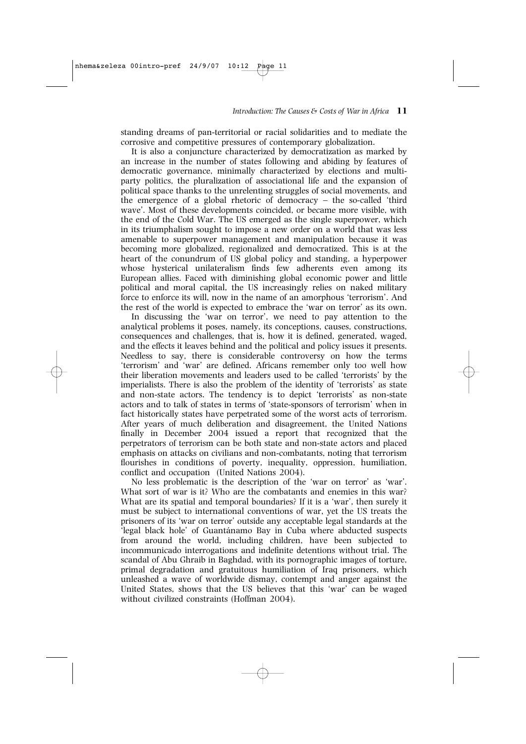standing dreams of pan-territorial or racial solidarities and to mediate the corrosive and competitive pressures of contemporary globalization.

It is also a conjuncture characterized by democratization as marked by an increase in the number of states following and abiding by features of democratic governance, minimally characterized by elections and multiparty politics, the pluralization of associational life and the expansion of political space thanks to the unrelenting struggles of social movements, and the emergence of a global rhetoric of democracy – the so-called 'third wave'. Most of these developments coincided, or became more visible, with the end of the Cold War. The US emerged as the single superpower, which in its triumphalism sought to impose a new order on a world that was less amenable to superpower management and manipulation because it was becoming more globalized, regionalized and democratized. This is at the heart of the conundrum of US global policy and standing, a hyperpower whose hysterical unilateralism finds few adherents even among its European allies. Faced with diminishing global economic power and little political and moral capital, the US increasingly relies on naked military force to enforce its will, now in the name of an amorphous 'terrorism'. And the rest of the world is expected to embrace the 'war on terror' as its own.

In discussing the 'war on terror', we need to pay attention to the analytical problems it poses, namely, its conceptions, causes, constructions, consequences and challenges, that is, how it is defined, generated, waged, and the effects it leaves behind and the political and policy issues it presents. Needless to say, there is considerable controversy on how the terms 'terrorism' and 'war' are defined. Africans remember only too well how their liberation movements and leaders used to be called 'terrorists' by the imperialists. There is also the problem of the identity of 'terrorists' as state and non-state actors. The tendency is to depict 'terrorists' as non-state actors and to talk of states in terms of 'state-sponsors of terrorism' when in fact historically states have perpetrated some of the worst acts of terrorism. After years of much deliberation and disagreement, the United Nations finally in December 2004 issued a report that recognized that the perpetrators of terrorism can be both state and non-state actors and placed emphasis on attacks on civilians and non-combatants, noting that terrorism flourishes in conditions of poverty, inequality, oppression, humiliation, conflict and occupation (United Nations 2004).

No less problematic is the description of the 'war on terror' as 'war'. What sort of war is it? Who are the combatants and enemies in this war? What are its spatial and temporal boundaries? If it is a 'war', then surely it must be subject to international conventions of war, yet the US treats the prisoners of its 'war on terror' outside any acceptable legal standards at the 'legal black hole' of Guantánamo Bay in Cuba where abducted suspects from around the world, including children, have been subjected to incommunicado interrogations and indefinite detentions without trial. The scandal of Abu Ghraib in Baghdad, with its pornographic images of torture, primal degradation and gratuitous humiliation of Iraq prisoners, which unleashed a wave of worldwide dismay, contempt and anger against the United States, shows that the US believes that this 'war' can be waged without civilized constraints (Hoffman 2004).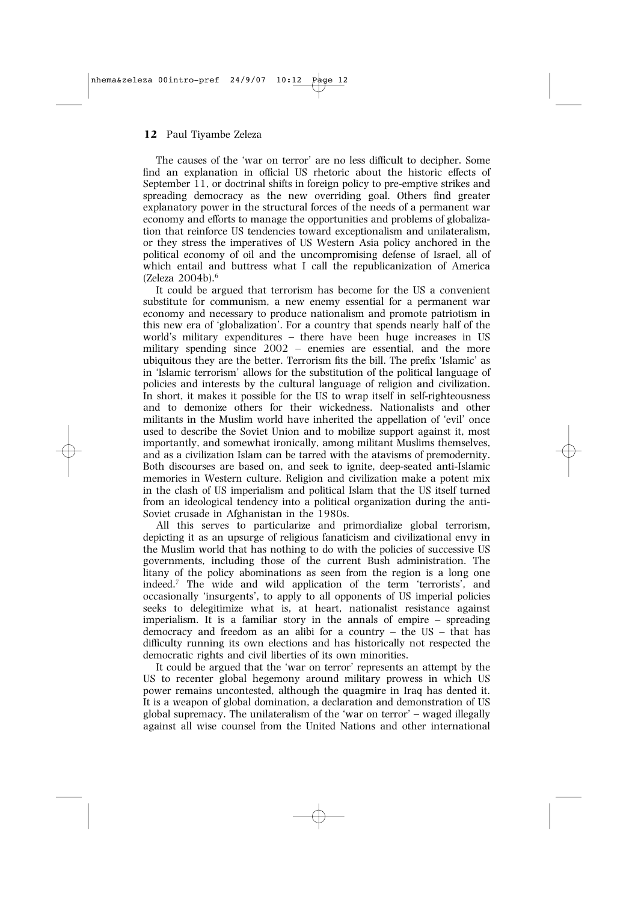The causes of the 'war on terror' are no less difficult to decipher. Some find an explanation in official US rhetoric about the historic effects of September 11, or doctrinal shifts in foreign policy to pre-emptive strikes and spreading democracy as the new overriding goal. Others find greater explanatory power in the structural forces of the needs of a permanent war economy and efforts to manage the opportunities and problems of globalization that reinforce US tendencies toward exceptionalism and unilateralism, or they stress the imperatives of US Western Asia policy anchored in the political economy of oil and the uncompromising defense of Israel, all of which entail and buttress what I call the republicanization of America (Zeleza 2004b).[6]

It could be argued that terrorism has become for the US a convenient substitute for communism, a new enemy essential for a permanent war economy and necessary to produce nationalism and promote patriotism in this new era of 'globalization'. For a country that spends nearly half of the world's military expenditures – there have been huge increases in US military spending since 2002 – enemies are essential, and the more ubiquitous they are the better. Terrorism fits the bill. The prefix 'Islamic' as in 'Islamic terrorism' allows for the substitution of the political language of policies and interests by the cultural language of religion and civilization. In short, it makes it possible for the US to wrap itself in self-righteousness and to demonize others for their wickedness. Nationalists and other militants in the Muslim world have inherited the appellation of 'evil' once used to describe the Soviet Union and to mobilize support against it, most importantly, and somewhat ironically, among militant Muslims themselves, and as a civilization Islam can be tarred with the atavisms of premodernity. Both discourses are based on, and seek to ignite, deep-seated anti-Islamic memories in Western culture. Religion and civilization make a potent mix in the clash of US imperialism and political Islam that the US itself turned from an ideological tendency into a political organization during the anti-Soviet crusade in Afghanistan in the 1980s.

All this serves to particularize and primordialize global terrorism, depicting it as an upsurge of religious fanaticism and civilizational envy in the Muslim world that has nothing to do with the policies of successive US governments, including those of the current Bush administration. The litany of the policy abominations as seen from the region is a long one indeed.[7] The wide and wild application of the term 'terrorists', and occasionally 'insurgents', to apply to all opponents of US imperial policies seeks to delegitimize what is, at heart, nationalist resistance against imperialism. It is a familiar story in the annals of empire – spreading democracy and freedom as an alibi for a country – the US – that has difficulty running its own elections and has historically not respected the democratic rights and civil liberties of its own minorities.

It could be argued that the 'war on terror' represents an attempt by the US to recenter global hegemony around military prowess in which US power remains uncontested, although the quagmire in Iraq has dented it. It is a weapon of global domination, a declaration and demonstration of US global supremacy. The unilateralism of the 'war on terror' – waged illegally against all wise counsel from the United Nations and other international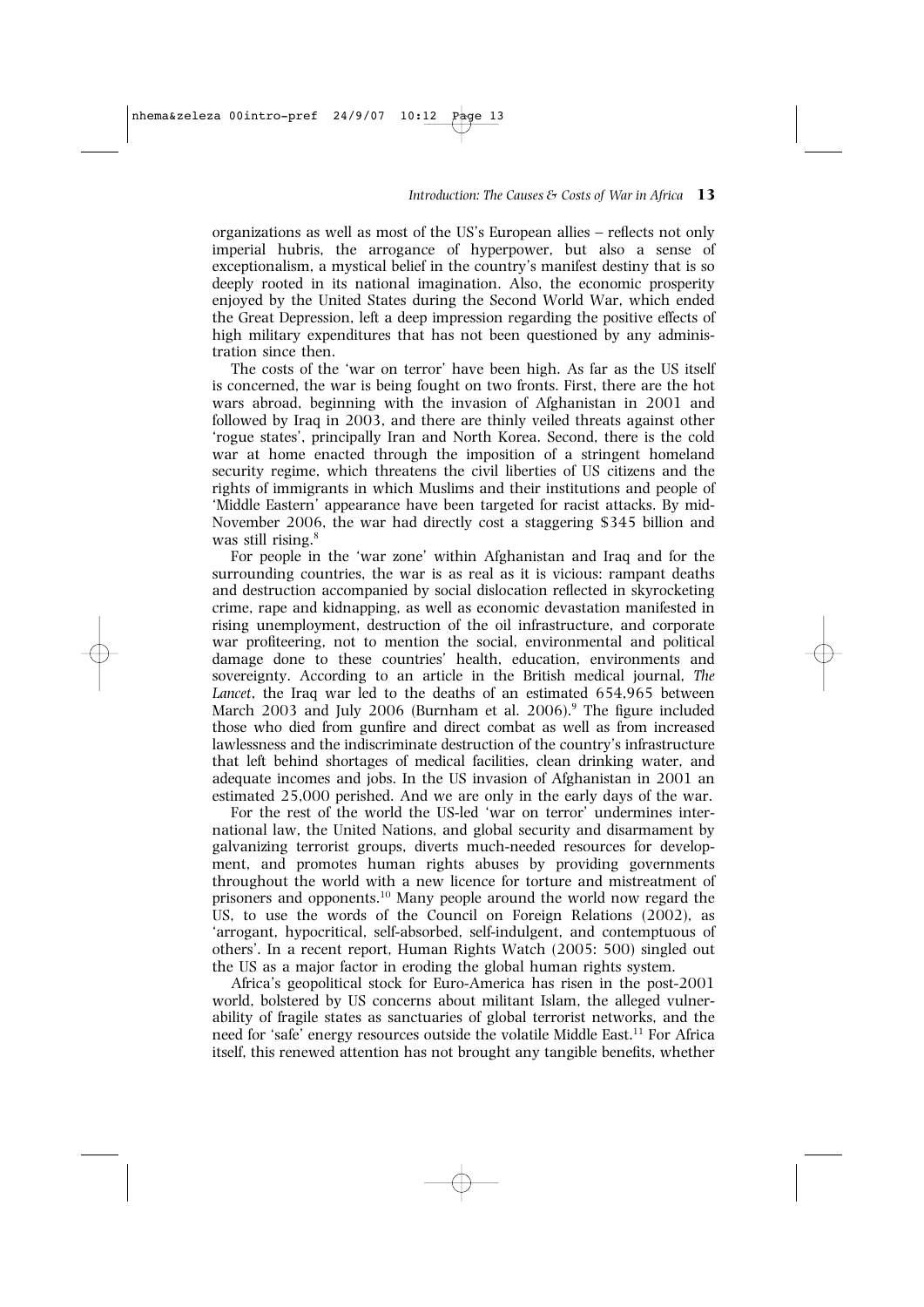organizations as well as most of the US's European allies – reflects not only imperial hubris, the arrogance of hyperpower, but also a sense of exceptionalism, a mystical belief in the country's manifest destiny that is so deeply rooted in its national imagination. Also, the economic prosperity enjoyed by the United States during the Second World War, which ended the Great Depression, left a deep impression regarding the positive effects of high military expenditures that has not been questioned by any administration since then.

The costs of the 'war on terror' have been high. As far as the US itself is concerned, the war is being fought on two fronts. First, there are the hot wars abroad, beginning with the invasion of Afghanistan in 2001 and followed by Iraq in 2003, and there are thinly veiled threats against other 'rogue states', principally Iran and North Korea. Second, there is the cold war at home enacted through the imposition of a stringent homeland security regime, which threatens the civil liberties of US citizens and the rights of immigrants in which Muslims and their institutions and people of 'Middle Eastern' appearance have been targeted for racist attacks. By mid-November 2006, the war had directly cost a staggering $345 billion and was still rising.[8]

For people in the 'war zone' within Afghanistan and Iraq and for the surrounding countries, the war is as real as it is vicious: rampant deaths and destruction accompanied by social dislocation reflected in skyrocketing crime, rape and kidnapping, as well as economic devastation manifested in rising unemployment, destruction of the oil infrastructure, and corporate war profiteering, not to mention the social, environmental and political damage done to these countries' health, education, environments and sovereignty. According to an article in the British medical journal, *The Lancet*, the Iraq war led to the deaths of an estimated 654,965 between March 2003 and July 2006 (Burnham et al. 2006).[9] The figure included those who died from gunfire and direct combat as well as from increased lawlessness and the indiscriminate destruction of the country's infrastructure that left behind shortages of medical facilities, clean drinking water, and adequate incomes and jobs. In the US invasion of Afghanistan in 2001 an estimated 25,000 perished. And we are only in the early days of the war.

For the rest of the world the US-led 'war on terror' undermines international law, the United Nations, and global security and disarmament by galvanizing terrorist groups, diverts much-needed resources for development, and promotes human rights abuses by providing governments throughout the world with a new licence for torture and mistreatment of prisoners and opponents.[10] Many people around the world now regard the US, to use the words of the Council on Foreign Relations (2002), as 'arrogant, hypocritical, self-absorbed, self-indulgent, and contemptuous of others'. In a recent report, Human Rights Watch (2005: 500) singled out the US as a major factor in eroding the global human rights system.

Africa's geopolitical stock for Euro-America has risen in the post-2001 world, bolstered by US concerns about militant Islam, the alleged vulnerability of fragile states as sanctuaries of global terrorist networks, and the need for 'safe' energy resources outside the volatile Middle East.[11] For Africa itself, this renewed attention has not brought any tangible benefits, whether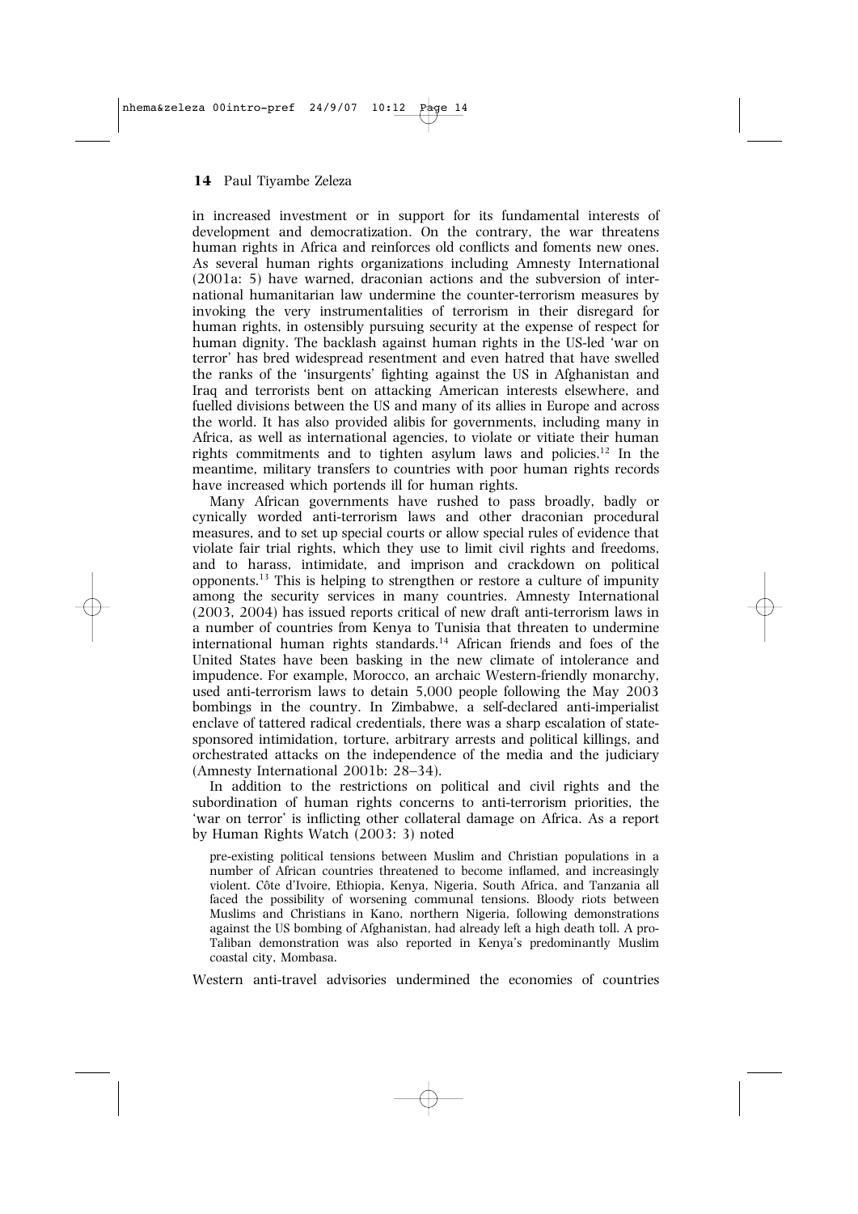in increased investment or in support for its fundamental interests of development and democratization. On the contrary, the war threatens human rights in Africa and reinforces old conflicts and foments new ones. As several human rights organizations including Amnesty International (2001a: 5) have warned, draconian actions and the subversion of international humanitarian law undermine the counter-terrorism measures by invoking the very instrumentalities of terrorism in their disregard for human rights, in ostensibly pursuing security at the expense of respect for human dignity. The backlash against human rights in the US-led 'war on terror' has bred widespread resentment and even hatred that have swelled the ranks of the 'insurgents' fighting against the US in Afghanistan and Iraq and terrorists bent on attacking American interests elsewhere, and fuelled divisions between the US and many of its allies in Europe and across the world. It has also provided alibis for governments, including many in Africa, as well as international agencies, to violate or vitiate their human rights commitments and to tighten asylum laws and policies.[12] In the meantime, military transfers to countries with poor human rights records have increased which portends ill for human rights.

Many African governments have rushed to pass broadly, badly or cynically worded anti-terrorism laws and other draconian procedural measures, and to set up special courts or allow special rules of evidence that violate fair trial rights, which they use to limit civil rights and freedoms, and to harass, intimidate, and imprison and crackdown on political opponents.[13] This is helping to strengthen or restore a culture of impunity among the security services in many countries. Amnesty International (2003, 2004) has issued reports critical of new draft anti-terrorism laws in a number of countries from Kenya to Tunisia that threaten to undermine international human rights standards.[14] African friends and foes of the United States have been basking in the new climate of intolerance and impudence. For example, Morocco, an archaic Western-friendly monarchy, used anti-terrorism laws to detain 5,000 people following the May 2003 bombings in the country. In Zimbabwe, a self-declared anti-imperialist enclave of tattered radical credentials, there was a sharp escalation of state-sponsored intimidation, torture, arbitrary arrests and political killings, and orchestrated attacks on the independence of the media and the judiciary (Amnesty International 2001b: 28–34).

In addition to the restrictions on political and civil rights and the subordination of human rights concerns to anti-terrorism priorities, the 'war on terror' is inflicting other collateral damage on Africa. As a report by Human Rights Watch (2003: 3) noted

> pre-existing political tensions between Muslim and Christian populations in a number of African countries threatened to become inflamed, and increasingly violent. Côte d'Ivoire, Ethiopia, Kenya, Nigeria, South Africa, and Tanzania all faced the possibility of worsening communal tensions. Bloody riots between Muslims and Christians in Kano, northern Nigeria, following demonstrations against the US bombing of Afghanistan, had already left a high death toll. A pro-Taliban demonstration was also reported in Kenya's predominantly Muslim coastal city, Mombasa.

Western anti-travel advisories undermined the economies of countries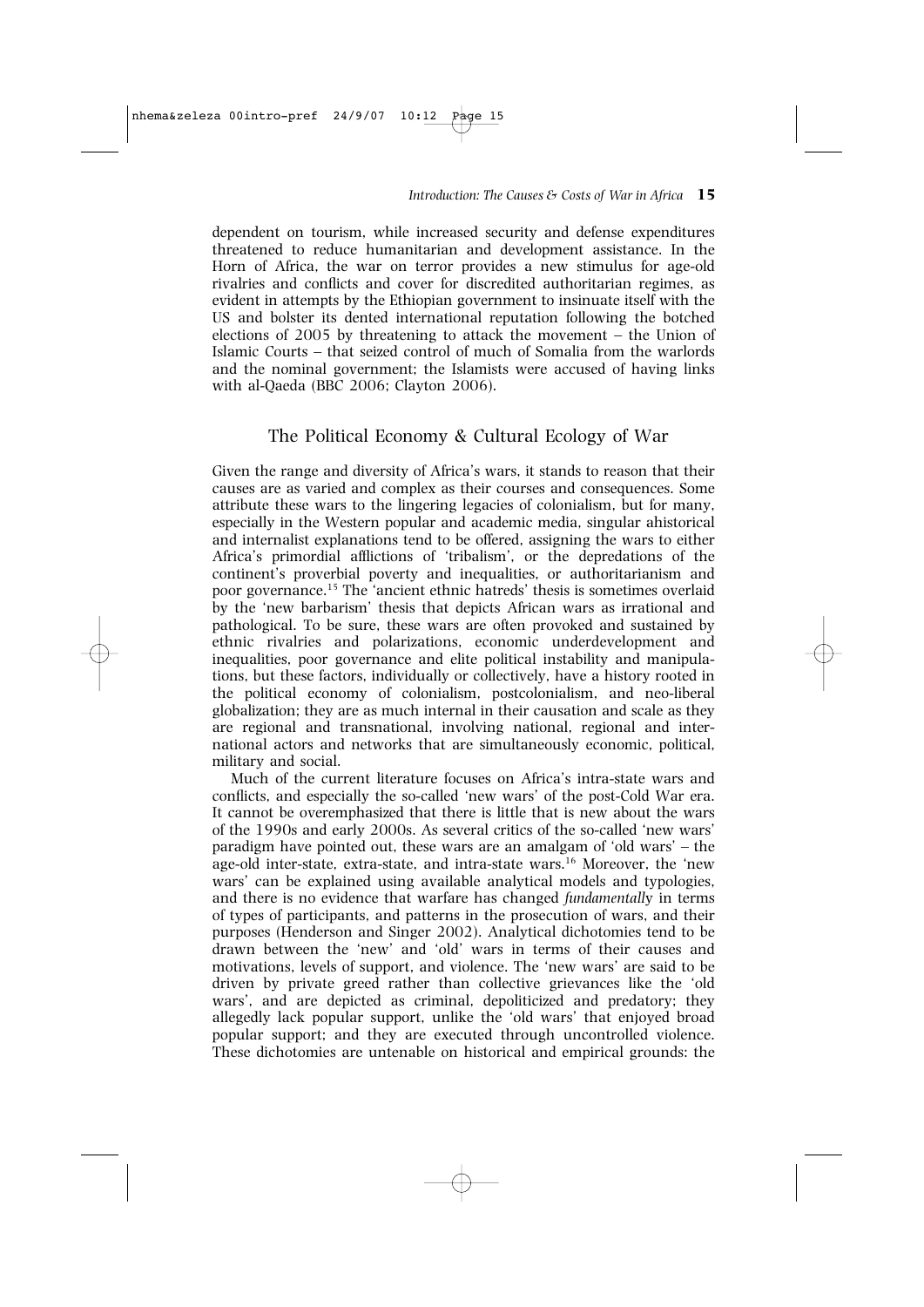dependent on tourism, while increased security and defense expenditures threatened to reduce humanitarian and development assistance. In the Horn of Africa, the war on terror provides a new stimulus for age-old rivalries and conflicts and cover for discredited authoritarian regimes, as evident in attempts by the Ethiopian government to insinuate itself with the US and bolster its dented international reputation following the botched elections of 2005 by threatening to attack the movement – the Union of Islamic Courts – that seized control of much of Somalia from the warlords and the nominal government; the Islamists were accused of having links with al-Qaeda (BBC 2006; Clayton 2006).

## The Political Economy & Cultural Ecology of War

Given the range and diversity of Africa's wars, it stands to reason that their causes are as varied and complex as their courses and consequences. Some attribute these wars to the lingering legacies of colonialism, but for many, especially in the Western popular and academic media, singular ahistorical and internalist explanations tend to be offered, assigning the wars to either Africa's primordial afflictions of 'tribalism', or the depredations of the continent's proverbial poverty and inequalities, or authoritarianism and poor governance.[15] The 'ancient ethnic hatreds' thesis is sometimes overlaid by the 'new barbarism' thesis that depicts African wars as irrational and pathological. To be sure, these wars are often provoked and sustained by ethnic rivalries and polarizations, economic underdevelopment and inequalities, poor governance and elite political instability and manipulations, but these factors, individually or collectively, have a history rooted in the political economy of colonialism, postcolonialism, and neo-liberal globalization; they are as much internal in their causation and scale as they are regional and transnational, involving national, regional and international actors and networks that are simultaneously economic, political, military and social.

Much of the current literature focuses on Africa's intra-state wars and conflicts, and especially the so-called 'new wars' of the post-Cold War era. It cannot be overemphasized that there is little that is new about the wars of the 1990s and early 2000s. As several critics of the so-called 'new wars' paradigm have pointed out, these wars are an amalgam of 'old wars' – the age-old inter-state, extra-state, and intra-state wars.[16] Moreover, the 'new wars' can be explained using available analytical models and typologies, and there is no evidence that warfare has changed *fundamentally* in terms of types of participants, and patterns in the prosecution of wars, and their purposes (Henderson and Singer 2002). Analytical dichotomies tend to be drawn between the 'new' and 'old' wars in terms of their causes and motivations, levels of support, and violence. The 'new wars' are said to be driven by private greed rather than collective grievances like the 'old wars', and are depicted as criminal, depoliticized and predatory; they allegedly lack popular support, unlike the 'old wars' that enjoyed broad popular support; and they are executed through uncontrolled violence. These dichotomies are untenable on historical and empirical grounds: the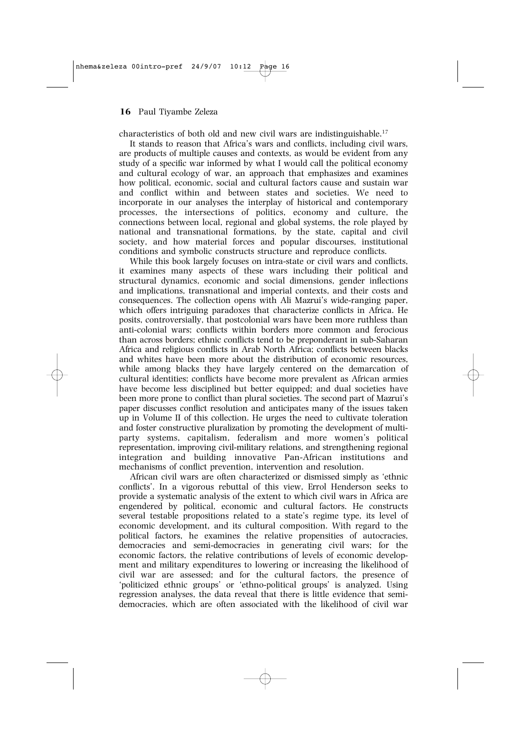characteristics of both old and new civil wars are indistinguishable.[17]

It stands to reason that Africa's wars and conflicts, including civil wars, are products of multiple causes and contexts, as would be evident from any study of a specific war informed by what I would call the political economy and cultural ecology of war, an approach that emphasizes and examines how political, economic, social and cultural factors cause and sustain war and conflict within and between states and societies. We need to incorporate in our analyses the interplay of historical and contemporary processes, the intersections of politics, economy and culture, the connections between local, regional and global systems, the role played by national and transnational formations, by the state, capital and civil society, and how material forces and popular discourses, institutional conditions and symbolic constructs structure and reproduce conflicts.

While this book largely focuses on intra-state or civil wars and conflicts, it examines many aspects of these wars including their political and structural dynamics, economic and social dimensions, gender inflections and implications, transnational and imperial contexts, and their costs and consequences. The collection opens with Ali Mazrui's wide-ranging paper, which offers intriguing paradoxes that characterize conflicts in Africa. He posits, controversially, that postcolonial wars have been more ruthless than anti-colonial wars; conflicts within borders more common and ferocious than across borders; ethnic conflicts tend to be preponderant in sub-Saharan Africa and religious conflicts in Arab North Africa; conflicts between blacks and whites have been more about the distribution of economic resources, while among blacks they have largely centered on the demarcation of cultural identities; conflicts have become more prevalent as African armies have become less disciplined but better equipped; and dual societies have been more prone to conflict than plural societies. The second part of Mazrui's paper discusses conflict resolution and anticipates many of the issues taken up in Volume II of this collection. He urges the need to cultivate toleration and foster constructive pluralization by promoting the development of multi-party systems, capitalism, federalism and more women's political representation, improving civil-military relations, and strengthening regional integration and building innovative Pan-African institutions and mechanisms of conflict prevention, intervention and resolution.

African civil wars are often characterized or dismissed simply as 'ethnic conflicts'. In a vigorous rebuttal of this view, Errol Henderson seeks to provide a systematic analysis of the extent to which civil wars in Africa are engendered by political, economic and cultural factors. He constructs several testable propositions related to a state's regime type, its level of economic development, and its cultural composition. With regard to the political factors, he examines the relative propensities of autocracies, democracies and semi-democracies in generating civil wars; for the economic factors, the relative contributions of levels of economic development and military expenditures to lowering or increasing the likelihood of civil war are assessed; and for the cultural factors, the presence of 'politicized ethnic groups' or 'ethno-political groups' is analyzed. Using regression analyses, the data reveal that there is little evidence that semi-democracies, which are often associated with the likelihood of civil war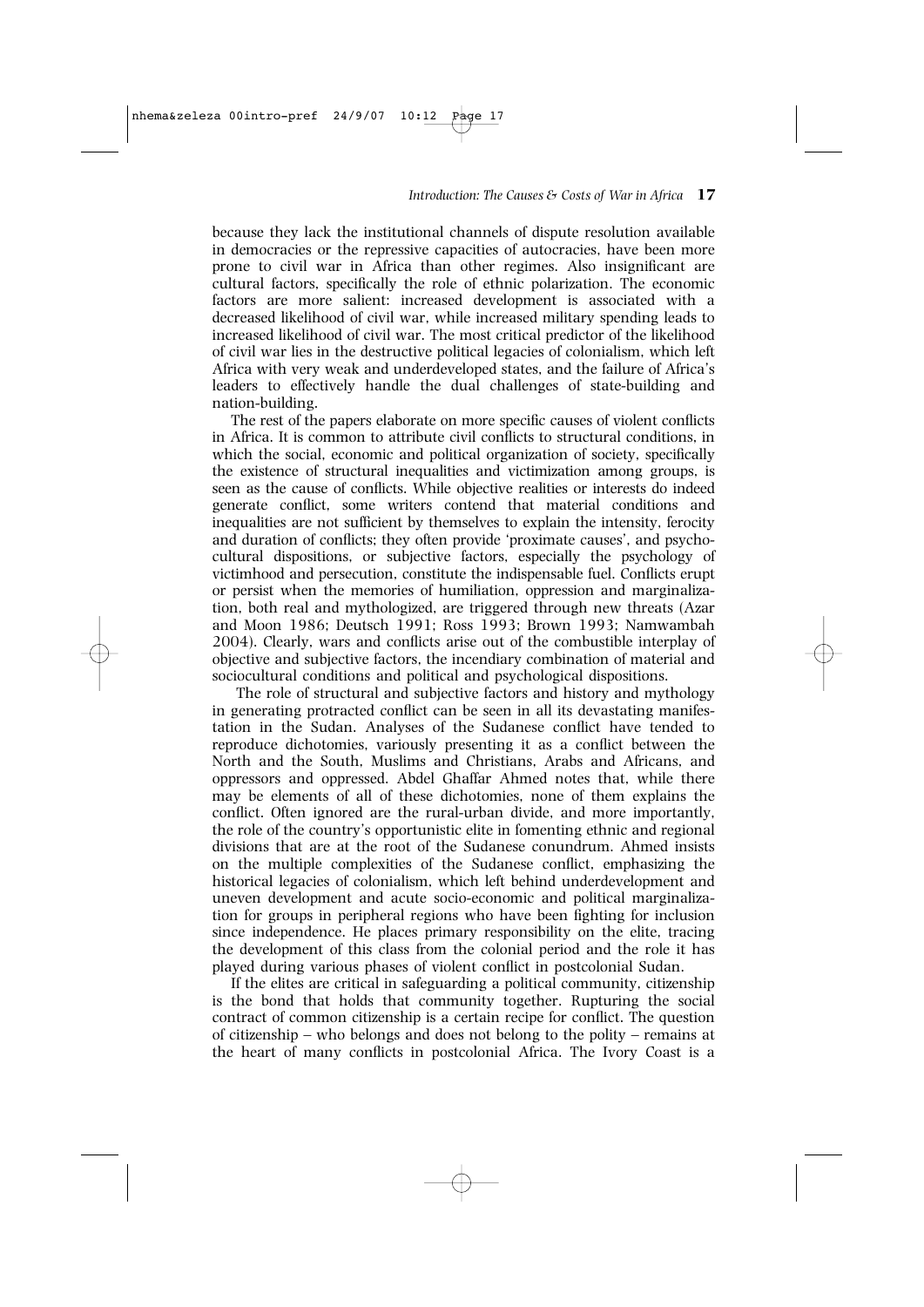because they lack the institutional channels of dispute resolution available in democracies or the repressive capacities of autocracies, have been more prone to civil war in Africa than other regimes. Also insignificant are cultural factors, specifically the role of ethnic polarization. The economic factors are more salient: increased development is associated with a decreased likelihood of civil war, while increased military spending leads to increased likelihood of civil war. The most critical predictor of the likelihood of civil war lies in the destructive political legacies of colonialism, which left Africa with very weak and underdeveloped states, and the failure of Africa's leaders to effectively handle the dual challenges of state-building and nation-building.

The rest of the papers elaborate on more specific causes of violent conflicts in Africa. It is common to attribute civil conflicts to structural conditions, in which the social, economic and political organization of society, specifically the existence of structural inequalities and victimization among groups, is seen as the cause of conflicts. While objective realities or interests do indeed generate conflict, some writers contend that material conditions and inequalities are not sufficient by themselves to explain the intensity, ferocity and duration of conflicts; they often provide 'proximate causes', and psycho-cultural dispositions, or subjective factors, especially the psychology of victimhood and persecution, constitute the indispensable fuel. Conflicts erupt or persist when the memories of humiliation, oppression and marginalization, both real and mythologized, are triggered through new threats (Azar and Moon 1986; Deutsch 1991; Ross 1993; Brown 1993; Namwambah 2004). Clearly, wars and conflicts arise out of the combustible interplay of objective and subjective factors, the incendiary combination of material and sociocultural conditions and political and psychological dispositions.

The role of structural and subjective factors and history and mythology in generating protracted conflict can be seen in all its devastating manifestation in the Sudan. Analyses of the Sudanese conflict have tended to reproduce dichotomies, variously presenting it as a conflict between the North and the South, Muslims and Christians, Arabs and Africans, and oppressors and oppressed. Abdel Ghaffar Ahmed notes that, while there may be elements of all of these dichotomies, none of them explains the conflict. Often ignored are the rural-urban divide, and more importantly, the role of the country's opportunistic elite in fomenting ethnic and regional divisions that are at the root of the Sudanese conundrum. Ahmed insists on the multiple complexities of the Sudanese conflict, emphasizing the historical legacies of colonialism, which left behind underdevelopment and uneven development and acute socio-economic and political marginalization for groups in peripheral regions who have been fighting for inclusion since independence. He places primary responsibility on the elite, tracing the development of this class from the colonial period and the role it has played during various phases of violent conflict in postcolonial Sudan.

If the elites are critical in safeguarding a political community, citizenship is the bond that holds that community together. Rupturing the social contract of common citizenship is a certain recipe for conflict. The question of citizenship – who belongs and does not belong to the polity – remains at the heart of many conflicts in postcolonial Africa. The Ivory Coast is a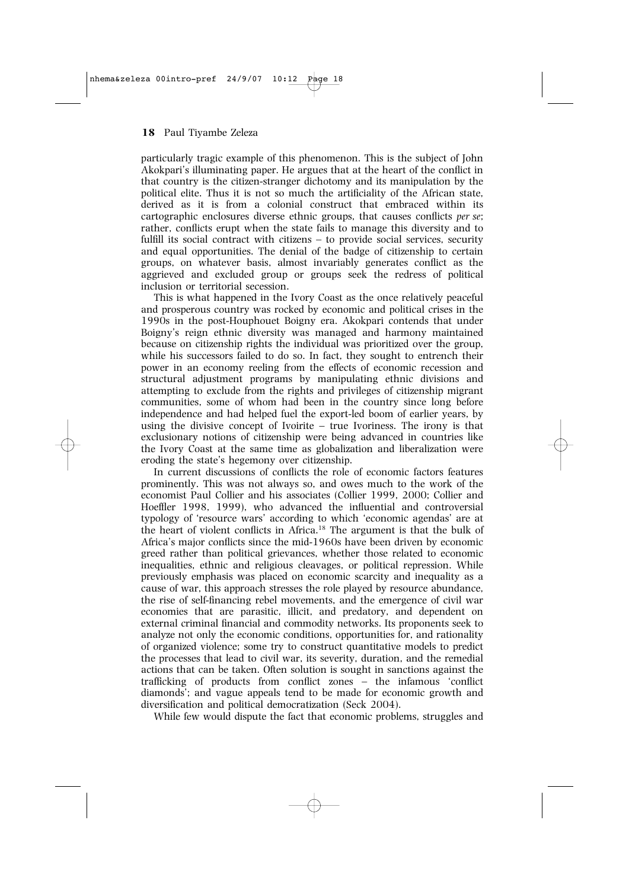particularly tragic example of this phenomenon. This is the subject of John Akokpari's illuminating paper. He argues that at the heart of the conflict in that country is the citizen-stranger dichotomy and its manipulation by the political elite. Thus it is not so much the artificiality of the African state, derived as it is from a colonial construct that embraced within its cartographic enclosures diverse ethnic groups, that causes conflicts *per se*; rather, conflicts erupt when the state fails to manage this diversity and to fulfill its social contract with citizens – to provide social services, security and equal opportunities. The denial of the badge of citizenship to certain groups, on whatever basis, almost invariably generates conflict as the aggrieved and excluded group or groups seek the redress of political inclusion or territorial secession.

This is what happened in the Ivory Coast as the once relatively peaceful and prosperous country was rocked by economic and political crises in the 1990s in the post-Houphouet Boigny era. Akokpari contends that under Boigny's reign ethnic diversity was managed and harmony maintained because on citizenship rights the individual was prioritized over the group, while his successors failed to do so. In fact, they sought to entrench their power in an economy reeling from the effects of economic recession and structural adjustment programs by manipulating ethnic divisions and attempting to exclude from the rights and privileges of citizenship migrant communities, some of whom had been in the country since long before independence and had helped fuel the export-led boom of earlier years, by using the divisive concept of Ivoirite – true Ivoriness. The irony is that exclusionary notions of citizenship were being advanced in countries like the Ivory Coast at the same time as globalization and liberalization were eroding the state's hegemony over citizenship.

In current discussions of conflicts the role of economic factors features prominently. This was not always so, and owes much to the work of the economist Paul Collier and his associates (Collier 1999, 2000; Collier and Hoeffler 1998, 1999), who advanced the influential and controversial typology of 'resource wars' according to which 'economic agendas' are at the heart of violent conflicts in Africa.[18] The argument is that the bulk of Africa's major conflicts since the mid-1960s have been driven by economic greed rather than political grievances, whether those related to economic inequalities, ethnic and religious cleavages, or political repression. While previously emphasis was placed on economic scarcity and inequality as a cause of war, this approach stresses the role played by resource abundance, the rise of self-financing rebel movements, and the emergence of civil war economies that are parasitic, illicit, and predatory, and dependent on external criminal financial and commodity networks. Its proponents seek to analyze not only the economic conditions, opportunities for, and rationality of organized violence; some try to construct quantitative models to predict the processes that lead to civil war, its severity, duration, and the remedial actions that can be taken. Often solution is sought in sanctions against the trafficking of products from conflict zones – the infamous 'conflict diamonds'; and vague appeals tend to be made for economic growth and diversification and political democratization (Seck 2004).

While few would dispute the fact that economic problems, struggles and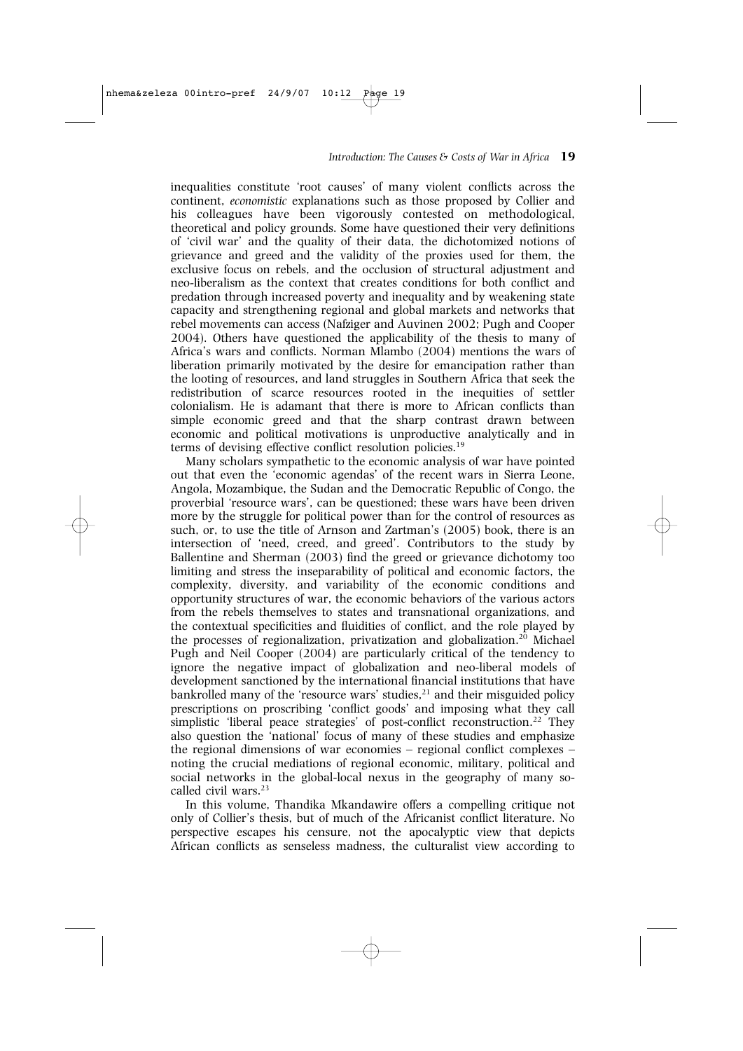inequalities constitute 'root causes' of many violent conflicts across the continent, *economistic* explanations such as those proposed by Collier and his colleagues have been vigorously contested on methodological, theoretical and policy grounds. Some have questioned their very definitions of 'civil war' and the quality of their data, the dichotomized notions of grievance and greed and the validity of the proxies used for them, the exclusive focus on rebels, and the occlusion of structural adjustment and neo-liberalism as the context that creates conditions for both conflict and predation through increased poverty and inequality and by weakening state capacity and strengthening regional and global markets and networks that rebel movements can access (Nafziger and Auvinen 2002; Pugh and Cooper 2004). Others have questioned the applicability of the thesis to many of Africa's wars and conflicts. Norman Mlambo (2004) mentions the wars of liberation primarily motivated by the desire for emancipation rather than the looting of resources, and land struggles in Southern Africa that seek the redistribution of scarce resources rooted in the inequities of settler colonialism. He is adamant that there is more to African conflicts than simple economic greed and that the sharp contrast drawn between economic and political motivations is unproductive analytically and in terms of devising effective conflict resolution policies.[19]

Many scholars sympathetic to the economic analysis of war have pointed out that even the 'economic agendas' of the recent wars in Sierra Leone, Angola, Mozambique, the Sudan and the Democratic Republic of Congo, the proverbial 'resource wars', can be questioned; these wars have been driven more by the struggle for political power than for the control of resources as such, or, to use the title of Arnson and Zartman's (2005) book, there is an intersection of 'need, creed, and greed'. Contributors to the study by Ballentine and Sherman (2003) find the greed or grievance dichotomy too limiting and stress the inseparability of political and economic factors, the complexity, diversity, and variability of the economic conditions and opportunity structures of war, the economic behaviors of the various actors from the rebels themselves to states and transnational organizations, and the contextual specificities and fluidities of conflict, and the role played by the processes of regionalization, privatization and globalization.[20] Michael Pugh and Neil Cooper (2004) are particularly critical of the tendency to ignore the negative impact of globalization and neo-liberal models of development sanctioned by the international financial institutions that have bankrolled many of the 'resource wars' studies,[21] and their misguided policy prescriptions on proscribing 'conflict goods' and imposing what they call simplistic 'liberal peace strategies' of post-conflict reconstruction.[22] They also question the 'national' focus of many of these studies and emphasize the regional dimensions of war economies – regional conflict complexes – noting the crucial mediations of regional economic, military, political and social networks in the global-local nexus in the geography of many so-called civil wars.[23]

In this volume, Thandika Mkandawire offers a compelling critique not only of Collier's thesis, but of much of the Africanist conflict literature. No perspective escapes his censure, not the apocalyptic view that depicts African conflicts as senseless madness, the culturalist view according to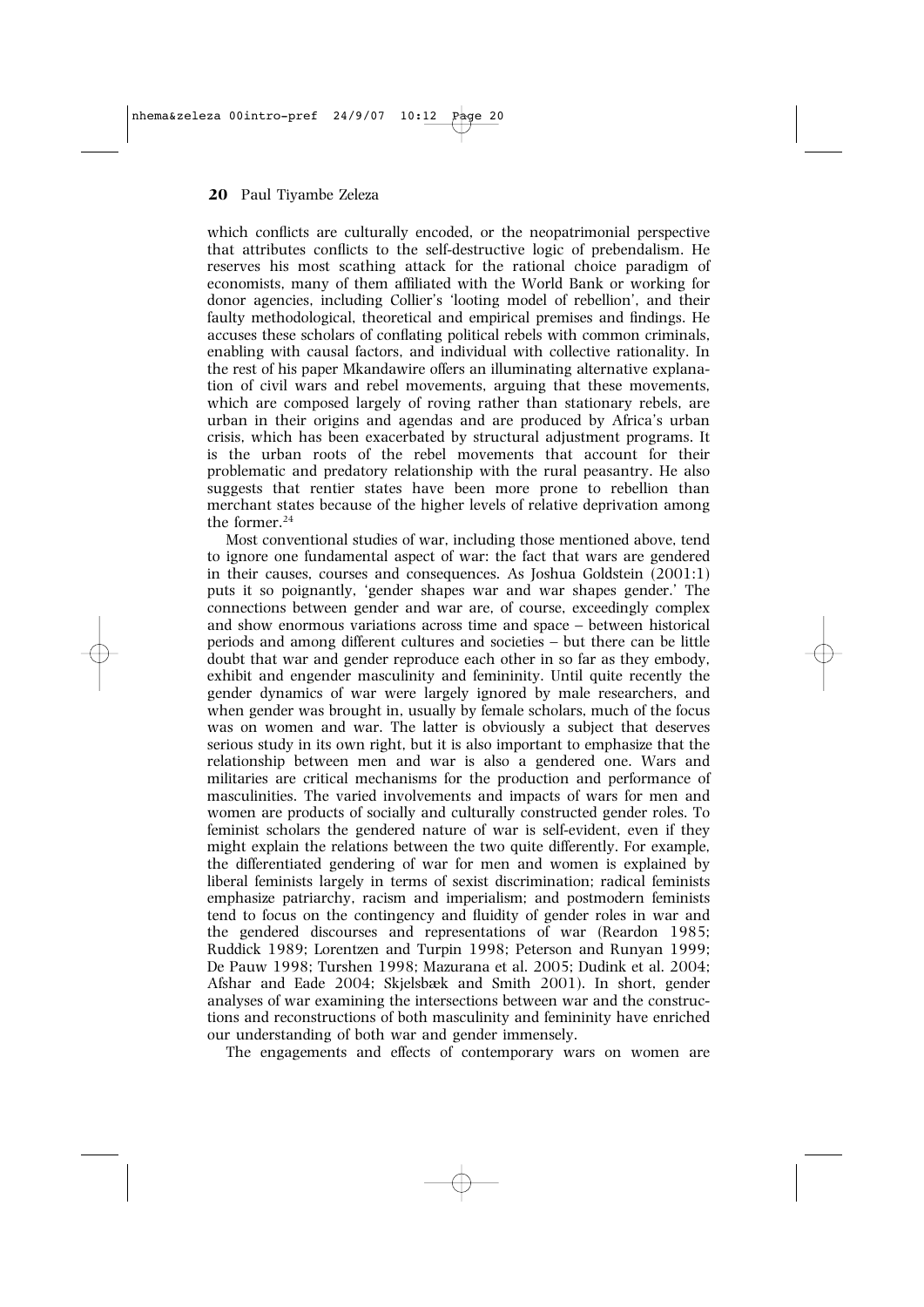which conflicts are culturally encoded, or the neopatrimonial perspective that attributes conflicts to the self-destructive logic of prebendalism. He reserves his most scathing attack for the rational choice paradigm of economists, many of them affiliated with the World Bank or working for donor agencies, including Collier's 'looting model of rebellion', and their faulty methodological, theoretical and empirical premises and findings. He accuses these scholars of conflating political rebels with common criminals, enabling with causal factors, and individual with collective rationality. In the rest of his paper Mkandawire offers an illuminating alternative explanation of civil wars and rebel movements, arguing that these movements, which are composed largely of roving rather than stationary rebels, are urban in their origins and agendas and are produced by Africa's urban crisis, which has been exacerbated by structural adjustment programs. It is the urban roots of the rebel movements that account for their problematic and predatory relationship with the rural peasantry. He also suggests that rentier states have been more prone to rebellion than merchant states because of the higher levels of relative deprivation among the former.[24]

Most conventional studies of war, including those mentioned above, tend to ignore one fundamental aspect of war: the fact that wars are gendered in their causes, courses and consequences. As Joshua Goldstein (2001:1) puts it so poignantly, 'gender shapes war and war shapes gender.' The connections between gender and war are, of course, exceedingly complex and show enormous variations across time and space – between historical periods and among different cultures and societies – but there can be little doubt that war and gender reproduce each other in so far as they embody, exhibit and engender masculinity and femininity. Until quite recently the gender dynamics of war were largely ignored by male researchers, and when gender was brought in, usually by female scholars, much of the focus was on women and war. The latter is obviously a subject that deserves serious study in its own right, but it is also important to emphasize that the relationship between men and war is also a gendered one. Wars and militaries are critical mechanisms for the production and performance of masculinities. The varied involvements and impacts of wars for men and women are products of socially and culturally constructed gender roles. To feminist scholars the gendered nature of war is self-evident, even if they might explain the relations between the two quite differently. For example, the differentiated gendering of war for men and women is explained by liberal feminists largely in terms of sexist discrimination; radical feminists emphasize patriarchy, racism and imperialism; and postmodern feminists tend to focus on the contingency and fluidity of gender roles in war and the gendered discourses and representations of war (Reardon 1985; Ruddick 1989; Lorentzen and Turpin 1998; Peterson and Runyan 1999; De Pauw 1998; Turshen 1998; Mazurana et al. 2005; Dudink et al. 2004; Afshar and Eade 2004; Skjelsbæk and Smith 2001). In short, gender analyses of war examining the intersections between war and the constructions and reconstructions of both masculinity and femininity have enriched our understanding of both war and gender immensely.

The engagements and effects of contemporary wars on women are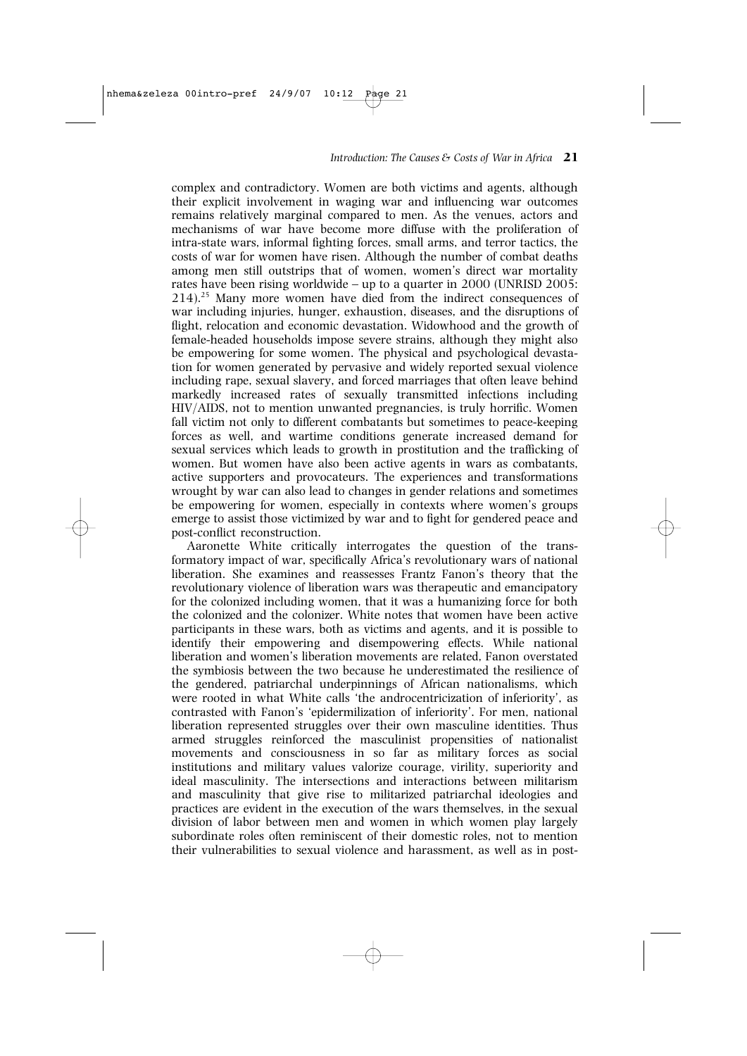complex and contradictory. Women are both victims and agents, although their explicit involvement in waging war and influencing war outcomes remains relatively marginal compared to men. As the venues, actors and mechanisms of war have become more diffuse with the proliferation of intra-state wars, informal fighting forces, small arms, and terror tactics, the costs of war for women have risen. Although the number of combat deaths among men still outstrips that of women, women's direct war mortality rates have been rising worldwide – up to a quarter in 2000 (UNRISD 2005: 214).[25] Many more women have died from the indirect consequences of war including injuries, hunger, exhaustion, diseases, and the disruptions of flight, relocation and economic devastation. Widowhood and the growth of female-headed households impose severe strains, although they might also be empowering for some women. The physical and psychological devastation for women generated by pervasive and widely reported sexual violence including rape, sexual slavery, and forced marriages that often leave behind markedly increased rates of sexually transmitted infections including HIV/AIDS, not to mention unwanted pregnancies, is truly horrific. Women fall victim not only to different combatants but sometimes to peace-keeping forces as well, and wartime conditions generate increased demand for sexual services which leads to growth in prostitution and the trafficking of women. But women have also been active agents in wars as combatants, active supporters and provocateurs. The experiences and transformations wrought by war can also lead to changes in gender relations and sometimes be empowering for women, especially in contexts where women's groups emerge to assist those victimized by war and to fight for gendered peace and post-conflict reconstruction.

Aaronette White critically interrogates the question of the transformatory impact of war, specifically Africa's revolutionary wars of national liberation. She examines and reassesses Frantz Fanon's theory that the revolutionary violence of liberation wars was therapeutic and emancipatory for the colonized including women, that it was a humanizing force for both the colonized and the colonizer. White notes that women have been active participants in these wars, both as victims and agents, and it is possible to identify their empowering and disempowering effects. While national liberation and women's liberation movements are related, Fanon overstated the symbiosis between the two because he underestimated the resilience of the gendered, patriarchal underpinnings of African nationalisms, which were rooted in what White calls 'the androcentricization of inferiority', as contrasted with Fanon's 'epidermilization of inferiority'. For men, national liberation represented struggles over their own masculine identities. Thus armed struggles reinforced the masculinist propensities of nationalist movements and consciousness in so far as military forces as social institutions and military values valorize courage, virility, superiority and ideal masculinity. The intersections and interactions between militarism and masculinity that give rise to militarized patriarchal ideologies and practices are evident in the execution of the wars themselves, in the sexual division of labor between men and women in which women play largely subordinate roles often reminiscent of their domestic roles, not to mention their vulnerabilities to sexual violence and harassment, as well as in post-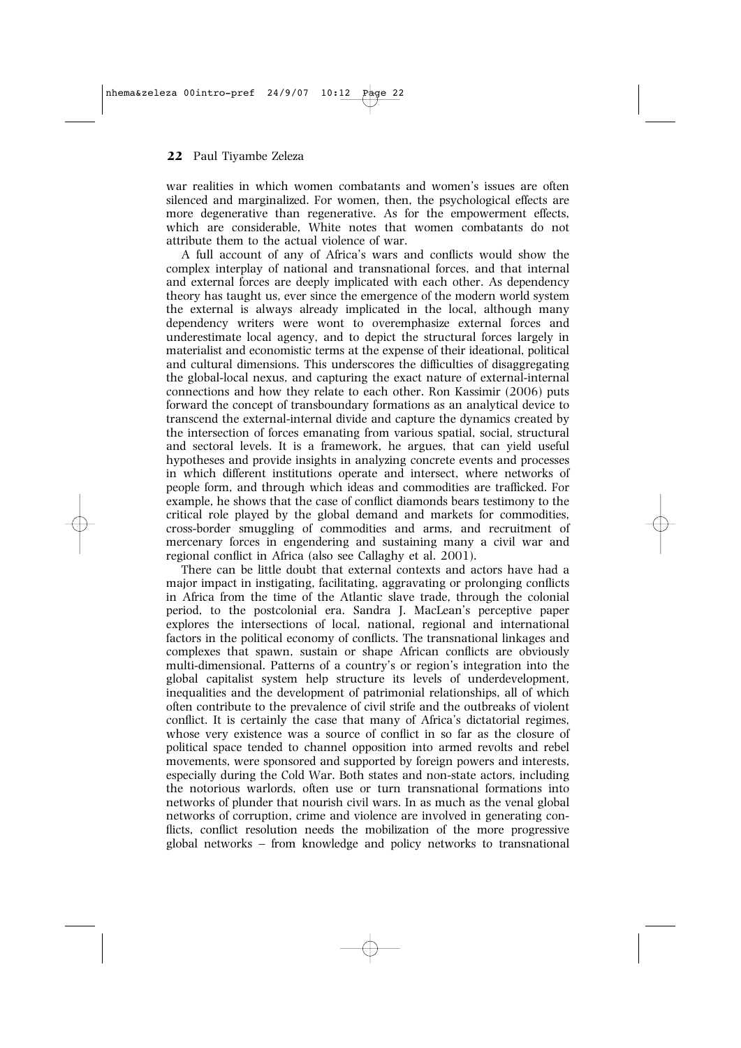war realities in which women combatants and women's issues are often silenced and marginalized. For women, then, the psychological effects are more degenerative than regenerative. As for the empowerment effects, which are considerable, White notes that women combatants do not attribute them to the actual violence of war.

A full account of any of Africa's wars and conflicts would show the complex interplay of national and transnational forces, and that internal and external forces are deeply implicated with each other. As dependency theory has taught us, ever since the emergence of the modern world system the external is always already implicated in the local, although many dependency writers were wont to overemphasize external forces and underestimate local agency, and to depict the structural forces largely in materialist and economistic terms at the expense of their ideational, political and cultural dimensions. This underscores the difficulties of disaggregating the global-local nexus, and capturing the exact nature of external-internal connections and how they relate to each other. Ron Kassimir (2006) puts forward the concept of transboundary formations as an analytical device to transcend the external-internal divide and capture the dynamics created by the intersection of forces emanating from various spatial, social, structural and sectoral levels. It is a framework, he argues, that can yield useful hypotheses and provide insights in analyzing concrete events and processes in which different institutions operate and intersect, where networks of people form, and through which ideas and commodities are trafficked. For example, he shows that the case of conflict diamonds bears testimony to the critical role played by the global demand and markets for commodities, cross-border smuggling of commodities and arms, and recruitment of mercenary forces in engendering and sustaining many a civil war and regional conflict in Africa (also see Callaghy et al. 2001).

There can be little doubt that external contexts and actors have had a major impact in instigating, facilitating, aggravating or prolonging conflicts in Africa from the time of the Atlantic slave trade, through the colonial period, to the postcolonial era. Sandra J. MacLean's perceptive paper explores the intersections of local, national, regional and international factors in the political economy of conflicts. The transnational linkages and complexes that spawn, sustain or shape African conflicts are obviously multi-dimensional. Patterns of a country's or region's integration into the global capitalist system help structure its levels of underdevelopment, inequalities and the development of patrimonial relationships, all of which often contribute to the prevalence of civil strife and the outbreaks of violent conflict. It is certainly the case that many of Africa's dictatorial regimes, whose very existence was a source of conflict in so far as the closure of political space tended to channel opposition into armed revolts and rebel movements, were sponsored and supported by foreign powers and interests, especially during the Cold War. Both states and non-state actors, including the notorious warlords, often use or turn transnational formations into networks of plunder that nourish civil wars. In as much as the venal global networks of corruption, crime and violence are involved in generating conflicts, conflict resolution needs the mobilization of the more progressive global networks – from knowledge and policy networks to transnational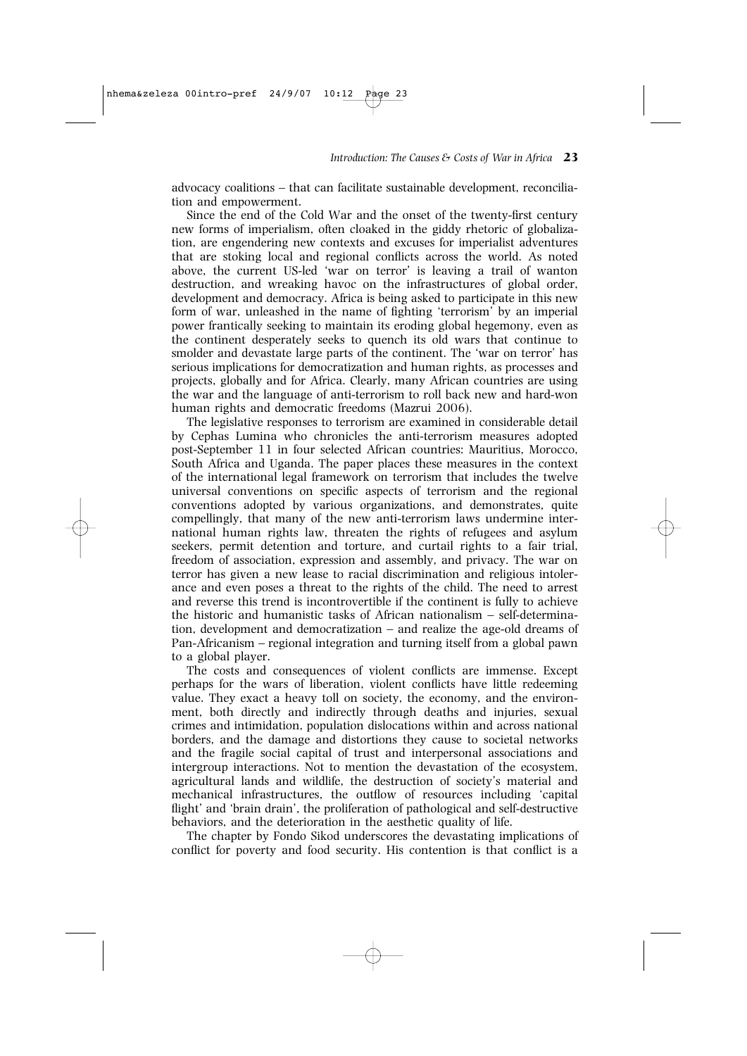advocacy coalitions – that can facilitate sustainable development, reconciliation and empowerment.

Since the end of the Cold War and the onset of the twenty-first century new forms of imperialism, often cloaked in the giddy rhetoric of globalization, are engendering new contexts and excuses for imperialist adventures that are stoking local and regional conflicts across the world. As noted above, the current US-led 'war on terror' is leaving a trail of wanton destruction, and wreaking havoc on the infrastructures of global order, development and democracy. Africa is being asked to participate in this new form of war, unleashed in the name of fighting 'terrorism' by an imperial power frantically seeking to maintain its eroding global hegemony, even as the continent desperately seeks to quench its old wars that continue to smolder and devastate large parts of the continent. The 'war on terror' has serious implications for democratization and human rights, as processes and projects, globally and for Africa. Clearly, many African countries are using the war and the language of anti-terrorism to roll back new and hard-won human rights and democratic freedoms (Mazrui 2006).

The legislative responses to terrorism are examined in considerable detail by Cephas Lumina who chronicles the anti-terrorism measures adopted post-September 11 in four selected African countries: Mauritius, Morocco, South Africa and Uganda. The paper places these measures in the context of the international legal framework on terrorism that includes the twelve universal conventions on specific aspects of terrorism and the regional conventions adopted by various organizations, and demonstrates, quite compellingly, that many of the new anti-terrorism laws undermine international human rights law, threaten the rights of refugees and asylum seekers, permit detention and torture, and curtail rights to a fair trial, freedom of association, expression and assembly, and privacy. The war on terror has given a new lease to racial discrimination and religious intolerance and even poses a threat to the rights of the child. The need to arrest and reverse this trend is incontrovertible if the continent is fully to achieve the historic and humanistic tasks of African nationalism – self-determination, development and democratization – and realize the age-old dreams of Pan-Africanism – regional integration and turning itself from a global pawn to a global player.

The costs and consequences of violent conflicts are immense. Except perhaps for the wars of liberation, violent conflicts have little redeeming value. They exact a heavy toll on society, the economy, and the environment, both directly and indirectly through deaths and injuries, sexual crimes and intimidation, population dislocations within and across national borders, and the damage and distortions they cause to societal networks and the fragile social capital of trust and interpersonal associations and intergroup interactions. Not to mention the devastation of the ecosystem, agricultural lands and wildlife, the destruction of society's material and mechanical infrastructures, the outflow of resources including 'capital flight' and 'brain drain', the proliferation of pathological and self-destructive behaviors, and the deterioration in the aesthetic quality of life.

The chapter by Fondo Sikod underscores the devastating implications of conflict for poverty and food security. His contention is that conflict is a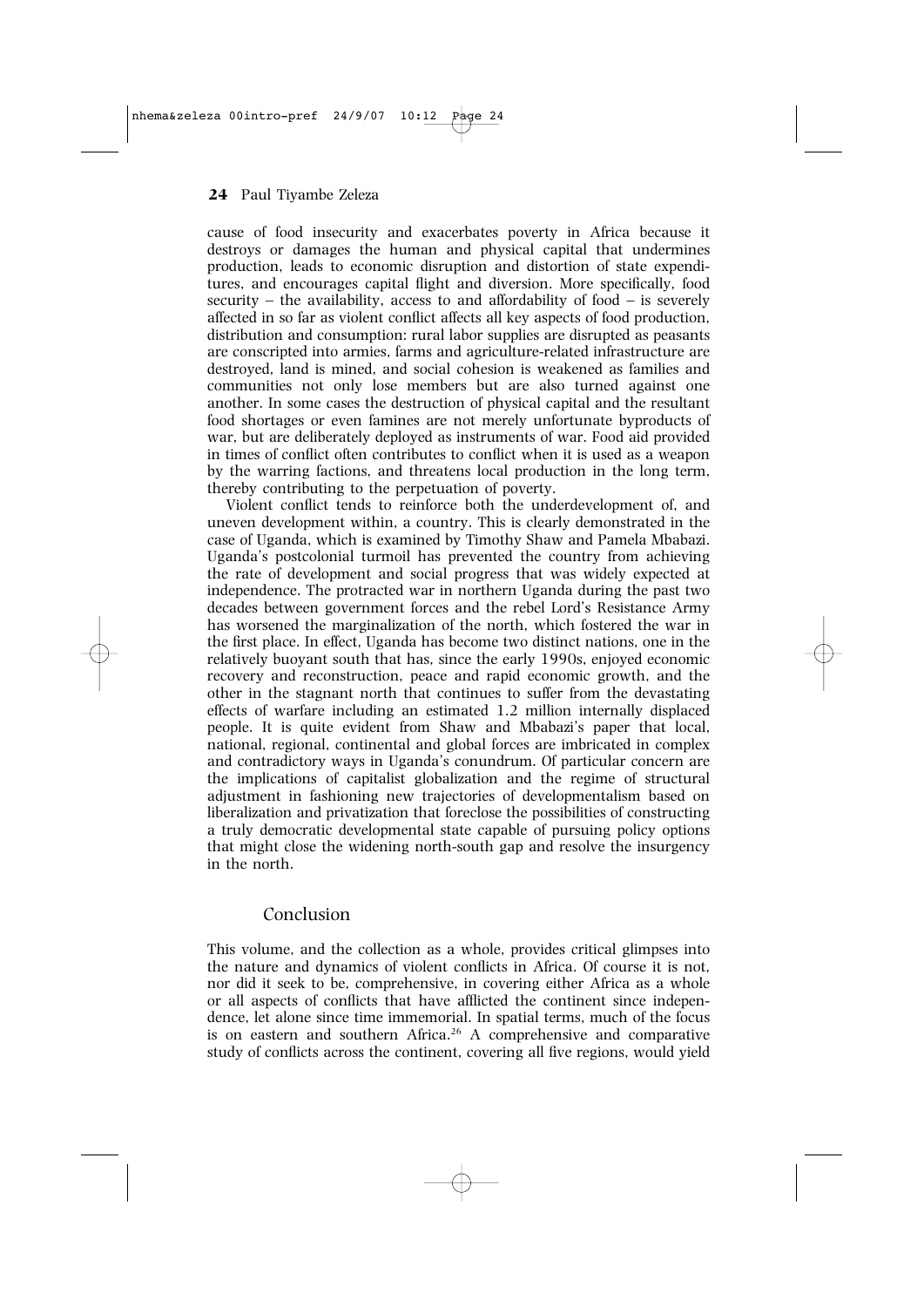cause of food insecurity and exacerbates poverty in Africa because it destroys or damages the human and physical capital that undermines production, leads to economic disruption and distortion of state expenditures, and encourages capital flight and diversion. More specifically, food security – the availability, access to and affordability of food – is severely affected in so far as violent conflict affects all key aspects of food production, distribution and consumption: rural labor supplies are disrupted as peasants are conscripted into armies, farms and agriculture-related infrastructure are destroyed, land is mined, and social cohesion is weakened as families and communities not only lose members but are also turned against one another. In some cases the destruction of physical capital and the resultant food shortages or even famines are not merely unfortunate byproducts of war, but are deliberately deployed as instruments of war. Food aid provided in times of conflict often contributes to conflict when it is used as a weapon by the warring factions, and threatens local production in the long term, thereby contributing to the perpetuation of poverty.

Violent conflict tends to reinforce both the underdevelopment of, and uneven development within, a country. This is clearly demonstrated in the case of Uganda, which is examined by Timothy Shaw and Pamela Mbabazi. Uganda's postcolonial turmoil has prevented the country from achieving the rate of development and social progress that was widely expected at independence. The protracted war in northern Uganda during the past two decades between government forces and the rebel Lord's Resistance Army has worsened the marginalization of the north, which fostered the war in the first place. In effect, Uganda has become two distinct nations, one in the relatively buoyant south that has, since the early 1990s, enjoyed economic recovery and reconstruction, peace and rapid economic growth, and the other in the stagnant north that continues to suffer from the devastating effects of warfare including an estimated 1.2 million internally displaced people. It is quite evident from Shaw and Mbabazi's paper that local, national, regional, continental and global forces are imbricated in complex and contradictory ways in Uganda's conundrum. Of particular concern are the implications of capitalist globalization and the regime of structural adjustment in fashioning new trajectories of developmentalism based on liberalization and privatization that foreclose the possibilities of constructing a truly democratic developmental state capable of pursuing policy options that might close the widening north-south gap and resolve the insurgency in the north.

## Conclusion

This volume, and the collection as a whole, provides critical glimpses into the nature and dynamics of violent conflicts in Africa. Of course it is not, nor did it seek to be, comprehensive, in covering either Africa as a whole or all aspects of conflicts that have afflicted the continent since independence, let alone since time immemorial. In spatial terms, much of the focus is on eastern and southern Africa.[26] A comprehensive and comparative study of conflicts across the continent, covering all five regions, would yield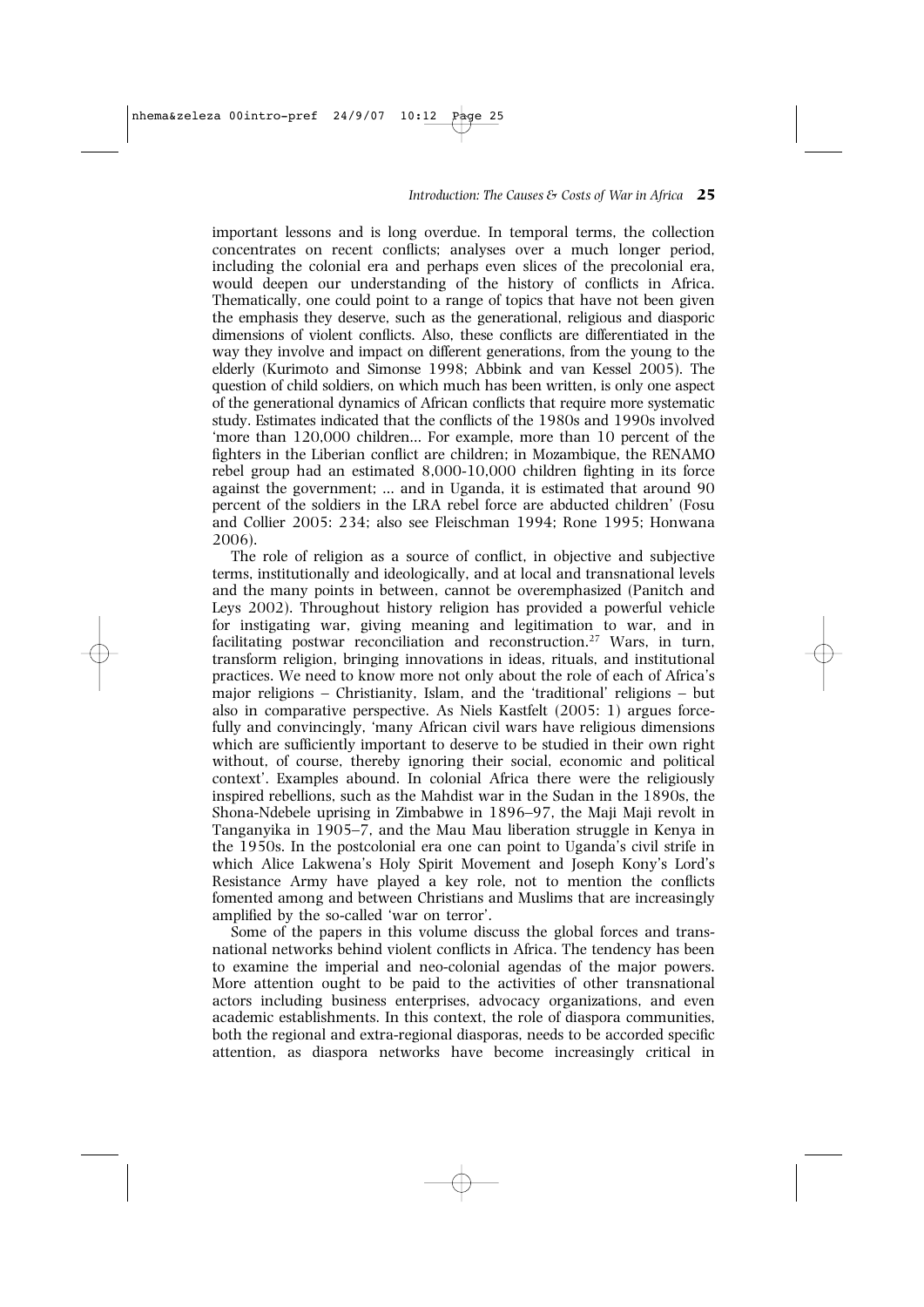important lessons and is long overdue. In temporal terms, the collection concentrates on recent conflicts; analyses over a much longer period, including the colonial era and perhaps even slices of the precolonial era, would deepen our understanding of the history of conflicts in Africa. Thematically, one could point to a range of topics that have not been given the emphasis they deserve, such as the generational, religious and diasporic dimensions of violent conflicts. Also, these conflicts are differentiated in the way they involve and impact on different generations, from the young to the elderly (Kurimoto and Simonse 1998; Abbink and van Kessel 2005). The question of child soldiers, on which much has been written, is only one aspect of the generational dynamics of African conflicts that require more systematic study. Estimates indicated that the conflicts of the 1980s and 1990s involved 'more than 120,000 children... For example, more than 10 percent of the fighters in the Liberian conflict are children; in Mozambique, the RENAMO rebel group had an estimated 8,000-10,000 children fighting in its force against the government; ... and in Uganda, it is estimated that around 90 percent of the soldiers in the LRA rebel force are abducted children' (Fosu and Collier 2005: 234; also see Fleischman 1994; Rone 1995; Honwana 2006).

The role of religion as a source of conflict, in objective and subjective terms, institutionally and ideologically, and at local and transnational levels and the many points in between, cannot be overemphasized (Panitch and Leys 2002). Throughout history religion has provided a powerful vehicle for instigating war, giving meaning and legitimation to war, and in facilitating postwar reconciliation and reconstruction.[27] Wars, in turn, transform religion, bringing innovations in ideas, rituals, and institutional practices. We need to know more not only about the role of each of Africa's major religions – Christianity, Islam, and the 'traditional' religions – but also in comparative perspective. As Niels Kastfelt (2005: 1) argues forcefully and convincingly, 'many African civil wars have religious dimensions which are sufficiently important to deserve to be studied in their own right without, of course, thereby ignoring their social, economic and political context'. Examples abound. In colonial Africa there were the religiously inspired rebellions, such as the Mahdist war in the Sudan in the 1890s, the Shona-Ndebele uprising in Zimbabwe in 1896–97, the Maji Maji revolt in Tanganyika in 1905–7, and the Mau Mau liberation struggle in Kenya in the 1950s. In the postcolonial era one can point to Uganda's civil strife in which Alice Lakwena's Holy Spirit Movement and Joseph Kony's Lord's Resistance Army have played a key role, not to mention the conflicts fomented among and between Christians and Muslims that are increasingly amplified by the so-called 'war on terror'.

Some of the papers in this volume discuss the global forces and transnational networks behind violent conflicts in Africa. The tendency has been to examine the imperial and neo-colonial agendas of the major powers. More attention ought to be paid to the activities of other transnational actors including business enterprises, advocacy organizations, and even academic establishments. In this context, the role of diaspora communities, both the regional and extra-regional diasporas, needs to be accorded specific attention, as diaspora networks have become increasingly critical in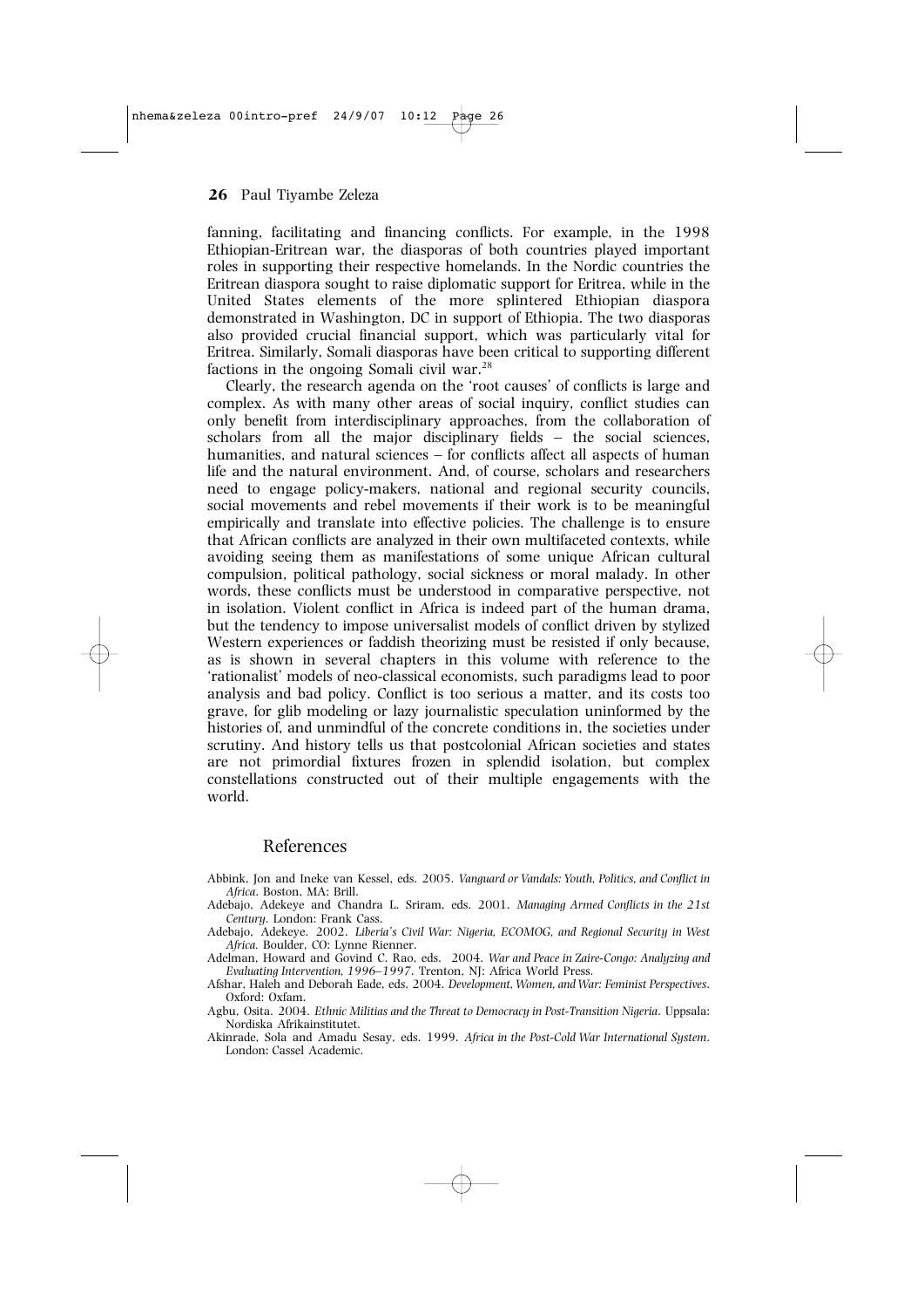fanning, facilitating and financing conflicts. For example, in the 1998 Ethiopian-Eritrean war, the diasporas of both countries played important roles in supporting their respective homelands. In the Nordic countries the Eritrean diaspora sought to raise diplomatic support for Eritrea, while in the United States elements of the more splintered Ethiopian diaspora demonstrated in Washington, DC in support of Ethiopia. The two diasporas also provided crucial financial support, which was particularly vital for Eritrea. Similarly, Somali diasporas have been critical to supporting different factions in the ongoing Somali civil war.[28]

Clearly, the research agenda on the 'root causes' of conflicts is large and complex. As with many other areas of social inquiry, conflict studies can only benefit from interdisciplinary approaches, from the collaboration of scholars from all the major disciplinary fields – the social sciences, humanities, and natural sciences – for conflicts affect all aspects of human life and the natural environment. And, of course, scholars and researchers need to engage policy-makers, national and regional security councils, social movements and rebel movements if their work is to be meaningful empirically and translate into effective policies. The challenge is to ensure that African conflicts are analyzed in their own multifaceted contexts, while avoiding seeing them as manifestations of some unique African cultural compulsion, political pathology, social sickness or moral malady. In other words, these conflicts must be understood in comparative perspective, not in isolation. Violent conflict in Africa is indeed part of the human drama, but the tendency to impose universalist models of conflict driven by stylized Western experiences or faddish theorizing must be resisted if only because, as is shown in several chapters in this volume with reference to the 'rationalist' models of neo-classical economists, such paradigms lead to poor analysis and bad policy. Conflict is too serious a matter, and its costs too grave, for glib modeling or lazy journalistic speculation uninformed by the histories of, and unmindful of the concrete conditions in, the societies under scrutiny. And history tells us that postcolonial African societies and states are not primordial fixtures frozen in splendid isolation, but complex constellations constructed out of their multiple engagements with the world.

## References

Abbink, Jon and Ineke van Kessel, eds. 2005. *Vanguard or Vandals: Youth, Politics, and Conflict in Africa*. Boston, MA: Brill.

Adebajo, Adekeye and Chandra L. Sriram, eds. 2001. *Managing Armed Conflicts in the 21st Century*. London: Frank Cass.

Adebajo, Adekeye. 2002. *Liberia's Civil War: Nigeria, ECOMOG, and Regional Security in West Africa.* Boulder, CO: Lynne Rienner.

Adelman, Howard and Govind C. Rao, eds. 2004. *War and Peace in Zaire-Congo: Analyzing and Evaluating Intervention, 1996–1997*. Trenton, NJ: Africa World Press.

Afshar, Haleh and Deborah Eade, eds. 2004. *Development, Women, and War: Feminist Perspectives*. Oxford: Oxfam.

Agbu, Osita. 2004. *Ethnic Militias and the Threat to Democracy in Post-Transition Nigeria*. Uppsala: Nordiska Afrikainstitutet.

Akinrade, Sola and Amadu Sesay, eds. 1999. *Africa in the Post-Cold War International System*. London: Cassel Academic.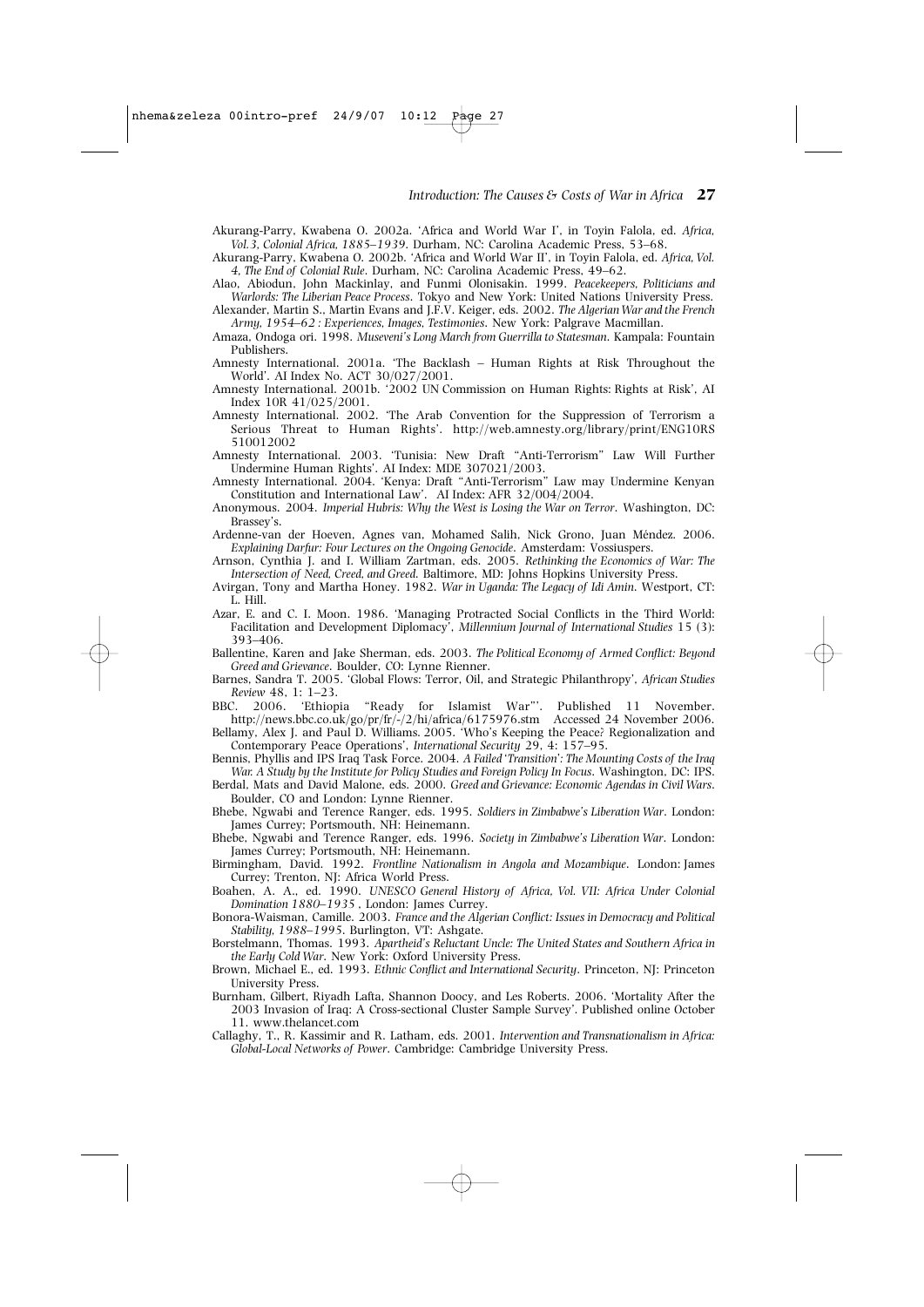Akurang-Parry, Kwabena O. 2002a. 'Africa and World War I', in Toyin Falola, ed. *Africa, Vol.3, Colonial Africa, 1885–1939*. Durham, NC: Carolina Academic Press, 53–68.

Akurang-Parry, Kwabena O. 2002b. 'Africa and World War II', in Toyin Falola, ed. *Africa, Vol. 4, The End of Colonial Rule*. Durham, NC: Carolina Academic Press, 49–62.

Alao, Abiodun, John Mackinlay, and Funmi Olonisakin. 1999. *Peacekeepers, Politicians and Warlords: The Liberian Peace Process*. Tokyo and New York: United Nations University Press.

Alexander, Martin S., Martin Evans and J.F.V. Keiger, eds. 2002. *The Algerian War and the French Army, 1954–62 : Experiences, Images, Testimonies*. New York: Palgrave Macmillan.

Amaza, Ondoga ori. 1998. *Museveni's Long March from Guerrilla to Statesman*. Kampala: Fountain Publishers.

Amnesty International. 2001a. 'The Backlash – Human Rights at Risk Throughout the World'. AI Index No. ACT 30/027/2001.

Amnesty International. 2001b. '2002 UN Commission on Human Rights: Rights at Risk', AI Index 10R 41/025/2001.

Amnesty International. 2002. 'The Arab Convention for the Suppression of Terrorism a Serious Threat to Human Rights'. http://web.amnesty.org/library/print/ENG10RS 510012002

Amnesty International. 2003. 'Tunisia: New Draft "Anti-Terrorism" Law Will Further Undermine Human Rights'. AI Index: MDE 307021/2003.

Amnesty International. 2004. 'Kenya: Draft "Anti-Terrorism" Law may Undermine Kenyan Constitution and International Law'. AI Index: AFR 32/004/2004.

Anonymous. 2004. *Imperial Hubris: Why the West is Losing the War on Terror*. Washington, DC: Brassey's.

Ardenne-van der Hoeven, Agnes van, Mohamed Salih, Nick Grono, Juan Méndez. 2006. *Explaining Darfur: Four Lectures on the Ongoing Genocide*. Amsterdam: Vossiuspers.

Arnson, Cynthia J. and I. William Zartman, eds. 2005. *Rethinking the Economics of War: The Intersection of Need, Creed, and Greed*. Baltimore, MD: Johns Hopkins University Press.

Avirgan, Tony and Martha Honey. 1982. *War in Uganda: The Legacy of Idi Amin*. Westport, CT: L. Hill.

Azar, E. and C. I. Moon. 1986. 'Managing Protracted Social Conflicts in the Third World: Facilitation and Development Diplomacy', *Millennium Journal of International Studies* 15 (3): 393–406.

Ballentine, Karen and Jake Sherman, eds. 2003. *The Political Economy of Armed Conflict: Beyond Greed and Grievance*. Boulder, CO: Lynne Rienner.

Barnes, Sandra T. 2005. 'Global Flows: Terror, Oil, and Strategic Philanthropy', *African Studies Review* 48, 1: 1–23.

BBC. 2006. 'Ethiopia "Ready for Islamist War"'. Published 11 November. http://news.bbc.co.uk/go/pr/fr/-/2/hi/africa/6175976.stm Accessed 24 November 2006.

Bellamy, Alex J. and Paul D. Williams. 2005. 'Who's Keeping the Peace? Regionalization and Contemporary Peace Operations', *International Security* 29, 4: 157–95.

Bennis, Phyllis and IPS Iraq Task Force. 2004. *A Failed 'Transition': The Mounting Costs of the Iraq War. A Study by the Institute for Policy Studies and Foreign Policy In Focus*. Washington, DC: IPS.

Berdal, Mats and David Malone, eds. 2000. *Greed and Grievance: Economic Agendas in Civil Wars*. Boulder, CO and London: Lynne Rienner.

Bhebe, Ngwabi and Terence Ranger, eds. 1995. *Soldiers in Zimbabwe's Liberation War*. London: James Currey; Portsmouth, NH: Heinemann.

Bhebe, Ngwabi and Terence Ranger, eds. 1996. *Society in Zimbabwe's Liberation War*. London: James Currey; Portsmouth, NH: Heinemann.

Birmingham, David. 1992. *Frontline Nationalism in Angola and Mozambique*. London: James Currey; Trenton, NJ: Africa World Press.

Boahen, A. A., ed. 1990. *UNESCO General History of Africa, Vol. VII: Africa Under Colonial Domination 1880–1935* , London: James Currey.

Bonora-Waisman, Camille. 2003. *France and the Algerian Conflict: Issues in Democracy and Political Stability, 1988–1995*. Burlington, VT: Ashgate.

Borstelmann, Thomas. 1993. *Apartheid's Reluctant Uncle: The United States and Southern Africa in the Early Cold War*. New York: Oxford University Press.

Brown, Michael E., ed. 1993. *Ethnic Conflict and International Security*. Princeton, NJ: Princeton University Press.

Burnham, Gilbert, Riyadh Lafta, Shannon Doocy, and Les Roberts. 2006. 'Mortality After the 2003 Invasion of Iraq: A Cross-sectional Cluster Sample Survey'. Published online October 11. www.thelancet.com

Callaghy, T., R. Kassimir and R. Latham, eds. 2001. *Intervention and Transnationalism in Africa: Global-Local Networks of Power*. Cambridge: Cambridge University Press.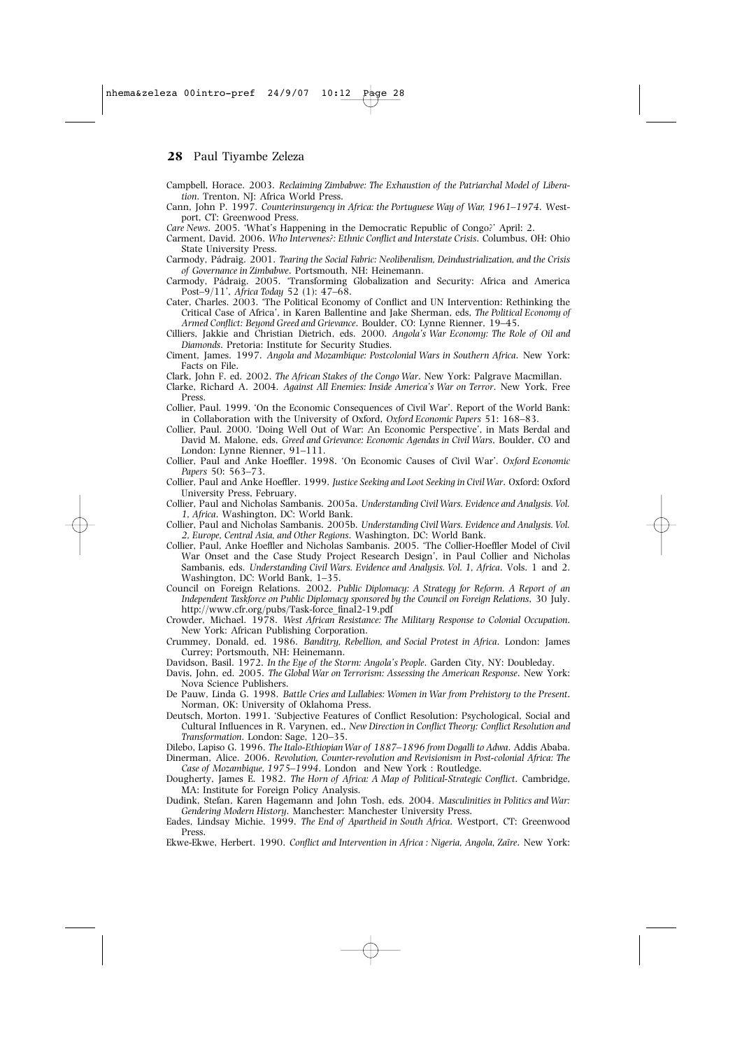Campbell, Horace. 2003. *Reclaiming Zimbabwe: The Exhaustion of the Patriarchal Model of Liberation*. Trenton, NJ: Africa World Press.

Cann, John P. 1997. *Counterinsurgency in Africa: the Portuguese Way of War, 1961–1974*. Westport, CT: Greenwood Press.

*Care News*. 2005. 'What's Happening in the Democratic Republic of Congo?' April: 2.

Carment, David. 2006. *Who Intervenes?: Ethnic Conflict and Interstate Crisis*. Columbus, OH: Ohio State University Press.

Carmody, Pádraig. 2001. *Tearing the Social Fabric: Neoliberalism, Deindustrialization, and the Crisis of Governance in Zimbabwe*. Portsmouth, NH: Heinemann.

Carmody, Pádraig. 2005. 'Transforming Globalization and Security: Africa and America Post–9/11'. *Africa Today* 52 (1): 47–68.

Cater, Charles. 2003. 'The Political Economy of Conflict and UN Intervention: Rethinking the Critical Case of Africa', in Karen Ballentine and Jake Sherman, eds, *The Political Economy of Armed Conflict: Beyond Greed and Grievance*. Boulder, CO: Lynne Rienner, 19–45.

Cilliers, Jakkie and Christian Dietrich, eds. 2000. *Angola's War Economy: The Role of Oil and Diamonds*. Pretoria: Institute for Security Studies.

Ciment, James. 1997. *Angola and Mozambique: Postcolonial Wars in Southern Africa*. New York: Facts on File.

Clark, John F. ed. 2002. *The African Stakes of the Congo War*. New York: Palgrave Macmillan.

Clarke, Richard A. 2004. *Against All Enemies: Inside America's War on Terror*. New York, Free Press.

Collier, Paul. 1999. 'On the Economic Consequences of Civil War'. Report of the World Bank: in Collaboration with the University of Oxford, *Oxford Economic Papers* 51: 168–83.

Collier, Paul. 2000. 'Doing Well Out of War: An Economic Perspective', in Mats Berdal and David M. Malone, eds, *Greed and Grievance: Economic Agendas in Civil Wars*, Boulder, CO and London: Lynne Rienner, 91–111.

Collier, Paul and Anke Hoeffler. 1998. 'On Economic Causes of Civil War'. *Oxford Economic Papers* 50: 563–73.

Collier, Paul and Anke Hoeffler. 1999. *Justice Seeking and Loot Seeking in Civil War*. Oxford: Oxford University Press, February.

Collier, Paul and Nicholas Sambanis. 2005a. *Understanding Civil Wars. Evidence and Analysis. Vol. 1, Africa*. Washington, DC: World Bank.

Collier, Paul and Nicholas Sambanis. 2005b. *Understanding Civil Wars. Evidence and Analysis. Vol. 2, Europe, Central Asia, and Other Regions*. Washington, DC: World Bank.

Collier, Paul, Anke Hoeffler and Nicholas Sambanis. 2005. 'The Collier-Hoeffler Model of Civil War Onset and the Case Study Project Research Design', in Paul Collier and Nicholas Sambanis, eds. *Understanding Civil Wars. Evidence and Analysis. Vol. 1, Africa*. Vols. 1 and 2. Washington, DC: World Bank, 1–35.

Council on Foreign Relations. 2002. *Public Diplomacy: A Strategy for Reform. A Report of an Independent Taskforce on Public Diplomacy sponsored by the Council on Foreign Relations*, 30 July. http://www.cfr.org/pubs/Task-force_final2-19.pdf

Crowder, Michael. 1978. *West African Resistance: The Military Response to Colonial Occupation*. New York: African Publishing Corporation.

Crummey, Donald, ed. 1986. *Banditry, Rebellion, and Social Protest in Africa*. London: James Currey; Portsmouth, NH: Heinemann.

Davidson, Basil. 1972. *In the Eye of the Storm: Angola's People*. Garden City, NY: Doubleday.

Davis, John, ed. 2005. *The Global War on Terrorism: Assessing the American Response*. New York: Nova Science Publishers.

De Pauw, Linda G. 1998. *Battle Cries and Lullabies: Women in War from Prehistory to the Present*. Norman, OK: University of Oklahoma Press.

Deutsch, Morton. 1991. 'Subjective Features of Conflict Resolution: Psychological, Social and Cultural Influences in R. Varynen, ed., *New Direction in Conflict Theory: Conflict Resolution and Transformation*. London: Sage, 120–35.

Dilebo, Lapiso G. 1996. *The Italo-Ethiopian War of 1887–1896 from Dogalli to Adwa*. Addis Ababa.

Dinerman, Alice. 2006. *Revolution, Counter-revolution and Revisionism in Post-colonial Africa: The Case of Mozambique, 1975–1994*. London and New York : Routledge.

Dougherty, James E. 1982. *The Horn of Africa: A Map of Political-Strategic Conflict*. Cambridge, MA: Institute for Foreign Policy Analysis.

Dudink, Stefan, Karen Hagemann and John Tosh, eds. 2004. *Masculinities in Politics and War: Gendering Modern History*. Manchester: Manchester University Press.

Eades, Lindsay Michie. 1999. *The End of Apartheid in South Africa*. Westport, CT: Greenwood Press.

Ekwe-Ekwe, Herbert. 1990. *Conflict and Intervention in Africa : Nigeria, Angola, Zaïre*. New York: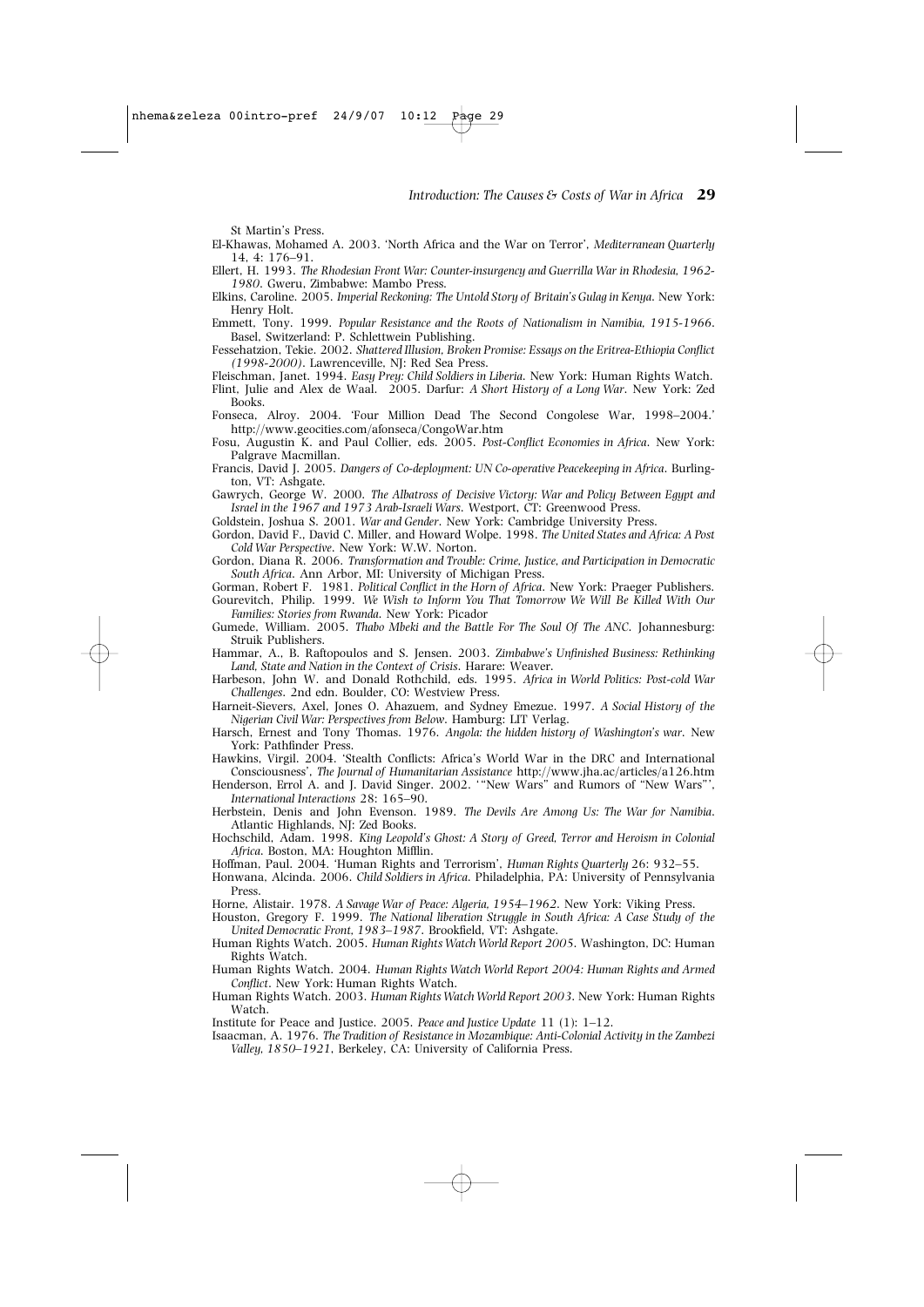St Martin's Press.

El-Khawas, Mohamed A. 2003. 'North Africa and the War on Terror', *Mediterranean Quarterly* 14, 4: 176–91.

Ellert, H. 1993. *The Rhodesian Front War: Counter-insurgency and Guerrilla War in Rhodesia, 1962-1980*. Gweru, Zimbabwe: Mambo Press.

Elkins, Caroline. 2005. *Imperial Reckoning: The Untold Story of Britain's Gulag in Kenya*. New York: Henry Holt.

Emmett, Tony. 1999. *Popular Resistance and the Roots of Nationalism in Namibia, 1915-1966*. Basel, Switzerland: P. Schlettwein Publishing.

Fessehatzion, Tekie. 2002. *Shattered Illusion, Broken Promise: Essays on the Eritrea-Ethiopia Conflict (1998-2000)*. Lawrenceville, NJ: Red Sea Press.

Fleischman, Janet. 1994. *Easy Prey: Child Soldiers in Liberia*. New York: Human Rights Watch.

Flint, Julie and Alex de Waal. 2005. Darfur: *A Short History of a Long War*. New York: Zed Books.

Fonseca, Alroy. 2004. 'Four Million Dead The Second Congolese War, 1998–2004.' http://www.geocities.com/afonseca/CongoWar.htm

Fosu, Augustin K. and Paul Collier, eds. 2005. *Post-Conflict Economies in Africa*. New York: Palgrave Macmillan.

Francis, David J. 2005. *Dangers of Co-deployment: UN Co-operative Peacekeeping in Africa*. Burlington, VT: Ashgate.

Gawrych, George W. 2000. *The Albatross of Decisive Victory: War and Policy Between Egypt and Israel in the 1967 and 1973 Arab-Israeli Wars*. Westport, CT: Greenwood Press.

Goldstein, Joshua S. 2001. *War and Gender*. New York: Cambridge University Press.

Gordon, David F., David C. Miller, and Howard Wolpe. 1998. *The United States and Africa: A Post Cold War Perspective*. New York: W.W. Norton.

Gordon, Diana R. 2006. *Transformation and Trouble: Crime, Justice, and Participation in Democratic South Africa*. Ann Arbor, MI: University of Michigan Press.

Gorman, Robert F. 1981. *Political Conflict in the Horn of Africa*. New York: Praeger Publishers.

Gourevitch, Philip. 1999. *We Wish to Inform You That Tomorrow We Will Be Killed With Our Families: Stories from Rwanda*. New York: Picador

Gumede, William. 2005. *Thabo Mbeki and the Battle For The Soul Of The ANC*. Johannesburg: Struik Publishers.

Hammar, A., B. Raftopoulos and S. Jensen. 2003. *Zimbabwe's Unfinished Business: Rethinking Land, State and Nation in the Context of Crisis*. Harare: Weaver.

Harbeson, John W. and Donald Rothchild, eds. 1995. *Africa in World Politics: Post-cold War Challenges*. 2nd edn. Boulder, CO: Westview Press.

Harneit-Sievers, Axel, Jones O. Ahazuem, and Sydney Emezue. 1997. *A Social History of the Nigerian Civil War: Perspectives from Below*. Hamburg: LIT Verlag.

Harsch, Ernest and Tony Thomas. 1976. *Angola: the hidden history of Washington's war*. New York: Pathfinder Press.

Hawkins, Virgil. 2004. 'Stealth Conflicts: Africa's World War in the DRC and International Consciousness', *The Journal of Humanitarian Assistance* http://www.jha.ac/articles/a126.htm

Henderson, Errol A. and J. David Singer. 2002. '"New Wars" and Rumors of "New Wars"', *International Interactions* 28: 165–90.

Herbstein, Denis and John Evenson. 1989. *The Devils Are Among Us: The War for Namibia*. Atlantic Highlands, NJ: Zed Books.

Hochschild, Adam. 1998. *King Leopold's Ghost: A Story of Greed, Terror and Heroism in Colonial Africa*. Boston, MA: Houghton Mifflin.

Hoffman, Paul. 2004. 'Human Rights and Terrorism', *Human Rights Quarterly* 26: 932–55.

Honwana, Alcinda. 2006. *Child Soldiers in Africa*. Philadelphia, PA: University of Pennsylvania Press.

Horne, Alistair. 1978. *A Savage War of Peace: Algeria, 1954–1962*. New York: Viking Press.

Houston, Gregory F. 1999. *The National liberation Struggle in South Africa: A Case Study of the United Democratic Front, 1983–1987*. Brookfield, VT: Ashgate.

Human Rights Watch. 2005. *Human Rights Watch World Report 2005*. Washington, DC: Human Rights Watch.

Human Rights Watch. 2004. *Human Rights Watch World Report 2004: Human Rights and Armed Conflict*. New York: Human Rights Watch.

Human Rights Watch. 2003. *Human Rights Watch World Report 2003*. New York: Human Rights Watch.

Institute for Peace and Justice. 2005. *Peace and Justice Update* 11 (1): 1–12.

Isaacman, A. 1976. *The Tradition of Resistance in Mozambique: Anti-Colonial Activity in the Zambezi Valley, 1850–1921*, Berkeley, CA: University of California Press.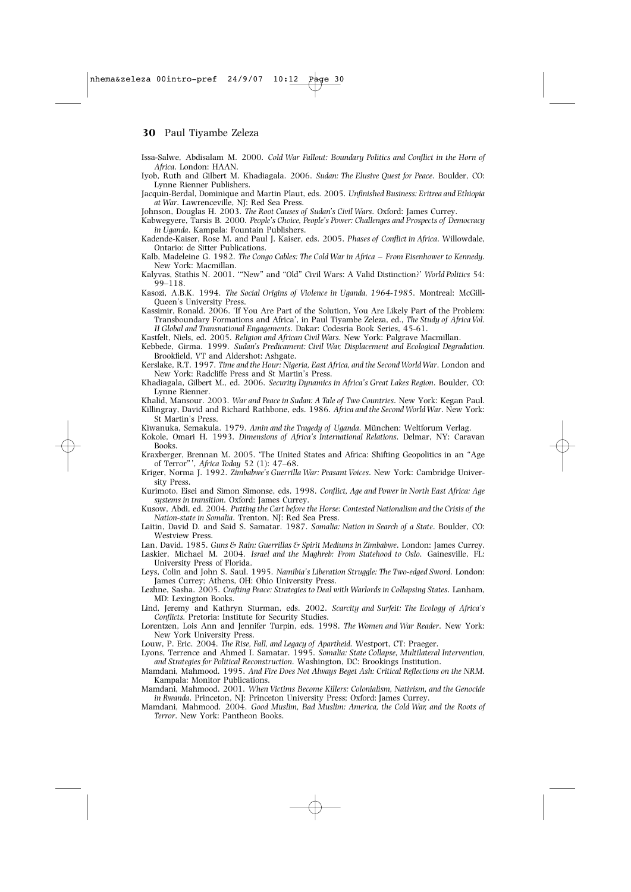Issa-Salwe, Abdisalam M. 2000. *Cold War Fallout: Boundary Politics and Conflict in the Horn of Africa*. London: HAAN.

Iyob, Ruth and Gilbert M. Khadiagala. 2006. *Sudan: The Elusive Quest for Peace*. Boulder, CO: Lynne Rienner Publishers.

Jacquin-Berdal, Dominique and Martin Plaut, eds. 2005. *Unfinished Business: Eritrea and Ethiopia at War*. Lawrenceville, NJ: Red Sea Press.

Johnson, Douglas H. 2003. *The Root Causes of Sudan's Civil Wars*. Oxford: James Currey.

Kabwegyere, Tarsis B. 2000. *People's Choice, People's Power: Challenges and Prospects of Democracy in Uganda*. Kampala: Fountain Publishers.

Kadende-Kaiser, Rose M. and Paul J. Kaiser, eds. 2005. *Phases of Conflict in Africa*. Willowdale, Ontario: de Sitter Publications.

Kalb, Madeleine G. 1982. *The Congo Cables: The Cold War in Africa – From Eisenhower to Kennedy*. New York: Macmillan.

Kalyvas, Stathis N. 2001. '"New" and "Old" Civil Wars: A Valid Distinction?' *World Politics* 54: 99–118.

Kasozi, A.B.K. 1994. *The Social Origins of Violence in Uganda, 1964-1985*. Montreal: McGill-Queen's University Press.

Kassimir, Ronald. 2006. 'If You Are Part of the Solution, You Are Likely Part of the Problem: Transboundary Formations and Africa', in Paul Tiyambe Zeleza, ed., *The Study of Africa Vol. II Global and Transnational Engagements*. Dakar: Codesria Book Series, 45-61.

Kastfelt, Niels, ed. 2005. *Religion and African Civil Wars*. New York: Palgrave Macmillan.

Kebbede, Girma. 1999. *Sudan's Predicament: Civil War, Displacement and Ecological Degradation*. Brookfield, VT and Aldershot: Ashgate.

Kerslake, R.T. 1997. *Time and the Hour: Nigeria, East Africa, and the Second World War*. London and New York: Radcliffe Press and St Martin's Press.

Khadiagala, Gilbert M., ed. 2006. *Security Dynamics in Africa's Great Lakes Region*. Boulder, CO: Lynne Rienner.

Khalid, Mansour. 2003. *War and Peace in Sudan: A Tale of Two Countries*. New York: Kegan Paul.

Killingray, David and Richard Rathbone, eds. 1986. *Africa and the Second World War*. New York: St Martin's Press.

Kiwanuka, Semakula. 1979. *Amin and the Tragedy of Uganda*. München: Weltforum Verlag.

Kokole, Omari H. 1993. *Dimensions of Africa's International Relations*. Delmar, NY: Caravan Books.

Kraxberger, Brennan M. 2005. 'The United States and Africa: Shifting Geopolitics in an "Age of Terror"', *Africa Today* 52 (1): 47–68.

Kriger, Norma J. 1992. *Zimbabwe's Guerrilla War: Peasant Voices*. New York: Cambridge University Press.

Kurimoto, Eisei and Simon Simonse, eds. 1998. *Conflict, Age and Power in North East Africa: Age systems in transition*. Oxford: James Currey.

Kusow, Abdi, ed. 2004. *Putting the Cart before the Horse: Contested Nationalism and the Crisis of the Nation-state in Somalia*. Trenton, NJ: Red Sea Press.

Laitin, David D. and Said S. Samatar. 1987. *Somalia: Nation in Search of a State*. Boulder, CO: Westview Press.

Lan, David. 1985. *Guns & Rain: Guerrillas & Spirit Mediums in Zimbabwe*. London: James Currey.

Laskier, Michael M. 2004. *Israel and the Maghreb: From Statehood to Oslo*. Gainesville, FL: University Press of Florida.

Leys, Colin and John S. Saul. 1995. *Namibia's Liberation Struggle: The Two-edged Sword*. London: James Currey; Athens, OH: Ohio University Press.

Lezhne, Sasha. 2005. *Crafting Peace: Strategies to Deal with Warlords in Collapsing States*. Lanham, MD: Lexington Books.

Lind, Jeremy and Kathryn Sturman, eds. 2002. *Scarcity and Surfeit: The Ecology of Africa's Conflicts*. Pretoria: Institute for Security Studies.

Lorentzen, Lois Ann and Jennifer Turpin, eds. 1998. *The Women and War Reader*. New York: New York University Press.

Louw, P. Eric. 2004. *The Rise, Fall, and Legacy of Apartheid*. Westport, CT: Praeger.

Lyons, Terrence and Ahmed I. Samatar. 1995. *Somalia: State Collapse, Multilateral Intervention, and Strategies for Political Reconstruction*. Washington, DC: Brookings Institution.

Mamdani, Mahmood. 1995. *And Fire Does Not Always Beget Ash: Critical Reflections on the NRM*. Kampala: Monitor Publications.

Mamdani, Mahmood. 2001. *When Victims Become Killers: Colonialism, Nativism, and the Genocide in Rwanda*. Princeton, NJ: Princeton University Press; Oxford: James Currey.

Mamdani, Mahmood. 2004. *Good Muslim, Bad Muslim: America, the Cold War, and the Roots of Terror*. New York: Pantheon Books.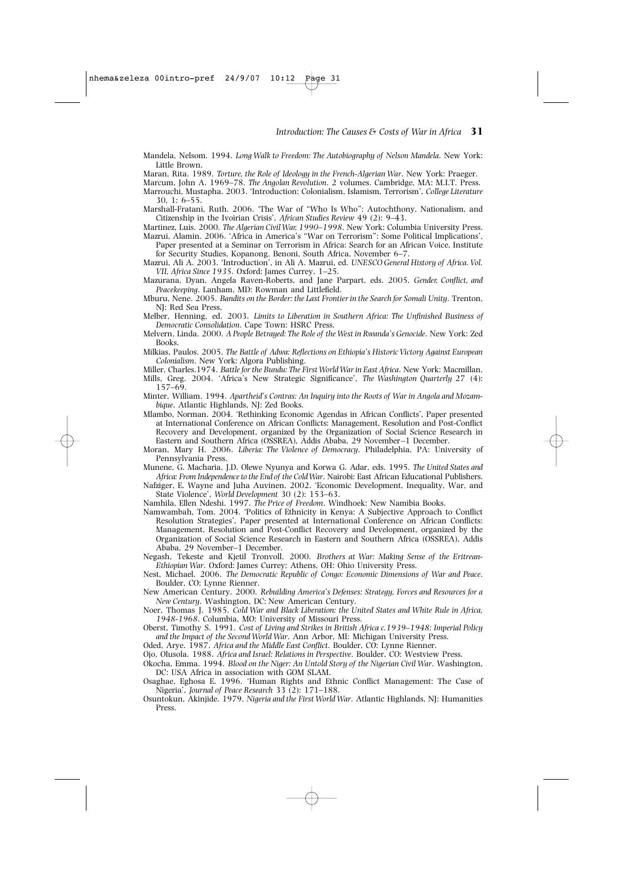Mandela, Nelsom. 1994. *Long Walk to Freedom: The Autobiography of Nelson Mandela*. New York: Little Brown.

Maran, Rita. 1989. *Torture, the Role of Ideology in the French-Algerian War*. New York: Praeger.

Marcum, John A. 1969–78. *The Angolan Revolution*. 2 volumes. Cambridge, MA: M.I.T. Press.

Marrouchi, Mustapha. 2003. 'Introduction: Colonialism, Islamism, Terrorism', *College Literature* 30, 1: 6–55.

Marshall-Fratani, Ruth. 2006. 'The War of "Who Is Who": Autochthony, Nationalism, and Citizenship in the Ivoirian Crisis', *African Studies Review* 49 (2): 9–43.

Martinez, Luis. 2000. *The Algerian Civil War, 1990–1998*. New York: Columbia University Press.

Mazrui, Alamin. 2006. 'Africa in America's "War on Terrorism": Some Political Implications', Paper presented at a Seminar on Terrorism in Africa: Search for an African Voice, Institute for Security Studies, Kopanong, Benoni, South Africa, November 6–7.

Mazrui, Ali A. 2003. 'Introduction', in Ali A. Mazrui, ed. *UNESCO General History of Africa. Vol. VII, Africa Since 1935*. Oxford: James Currey, 1–25.

Mazurana, Dyan, Angela Raven-Roberts, and Jane Parpart, eds. 2005. *Gender, Conflict, and Peacekeeping*. Lanham, MD: Rowman and Littlefield.

Mburu, Nene. 2005. *Bandits on the Border: the Last Frontier in the Search for Somali Unity*. Trenton, NJ: Red Sea Press,

Melber, Henning, ed. 2003. *Limits to Liberation in Southern Africa: The Unfinished Business of Democratic Consolidation*. Cape Town: HSRC Press.

Melvern, Linda. 2000. *A People Betrayed: The Role of the West in Rwanda's Genocide*. New York: Zed Books.

Milkias, Paulos. 2005. *The Battle of Adwa: Reflections on Ethiopia's Historic Victory Against European Colonialism*. New York: Algora Publishing.

Miller, Charles.1974. *Battle for the Bundu: The First World War in East Africa*. New York: Macmillan.

Mills, Greg. 2004. 'Africa's New Strategic Significance', *The Washington Quarterly* 27 (4): 157–69.

Minter, William. 1994. *Apartheid's Contras: An Inquiry into the Roots of War in Angola and Mozambique*. Atlantic Highlands, NJ: Zed Books.

Mlambo, Norman. 2004. 'Rethinking Economic Agendas in African Conflicts', Paper presented at International Conference on African Conflicts: Management, Resolution and Post-Conflict Recovery and Development, organized by the Organization of Social Science Research in Eastern and Southern Africa (OSSREA), Addis Ababa, 29 November–1 December.

Moran, Mary H. 2006. *Liberia: The Violence of Democracy*. Philadelphia, PA: University of Pennsylvania Press.

Munene, G. Macharia, J.D. Olewe Nyunya and Korwa G. Adar, eds. 1995. *The United States and Africa: From Independence to the End of the Cold War*. Nairobi: East African Educational Publishers.

Nafziger, E. Wayne and Juha Auvinen. 2002. 'Economic Development, Inequality, War, and State Violence', *World Development* 30 (2): 153–63.

Namhila, Ellen Ndeshi. 1997. *The Price of Freedom*. Windhoek: New Namibia Books.

Namwambah, Tom. 2004. 'Politics of Ethnicity in Kenya: A Subjective Approach to Conflict Resolution Strategies', Paper presented at International Conference on African Conflicts: Management, Resolution and Post-Conflict Recovery and Development, organized by the Organization of Social Science Research in Eastern and Southern Africa (OSSREA), Addis Ababa, 29 November–1 December.

Negash, Tekeste and Kjetil Tronvoll. 2000. *Brothers at War: Making Sense of the Eritrean-Ethiopian War*. Oxford: James Currey; Athens, OH: Ohio University Press.

Nest, Michael. 2006. *The Democratic Republic of Congo: Economic Dimensions of War and Peace*. Boulder, CO: Lynne Rienner.

New American Century. 2000. *Rebuilding America's Defenses: Strategy, Forces and Resources for a New Century*. Washington, DC: New American Century.

Noer, Thomas J. 1985. *Cold War and Black Liberation: the United States and White Rule in Africa, 1948-1968*. Columbia, MO: University of Missouri Press.

Oberst, Timothy S. 1991. *Cost of Living and Strikes in British Africa c.1939–1948: Imperial Policy and the Impact of the Second World War*. Ann Arbor, MI: Michigan University Press.

Oded, Arye. 1987. *Africa and the Middle East Conflict*. Boulder, CO: Lynne Rienner.

Ojo, Olusola. 1988. *Africa and Israel: Relations in Perspective*. Boulder, CO: Westview Press.

Okocha, Emma. 1994. *Blood on the Niger: An Untold Story of the Nigerian Civil War*. Washington, DC: USA Africa in association with GOM SLAM.

Osaghae, Eghosa E. 1996. 'Human Rights and Ethnic Conflict Management: The Case of Nigeria', *Journal of Peace Research* 33 (2): 171–188.

Osuntokun, Akinjide. 1979. *Nigeria and the First World War*. Atlantic Highlands, NJ: Humanities Press.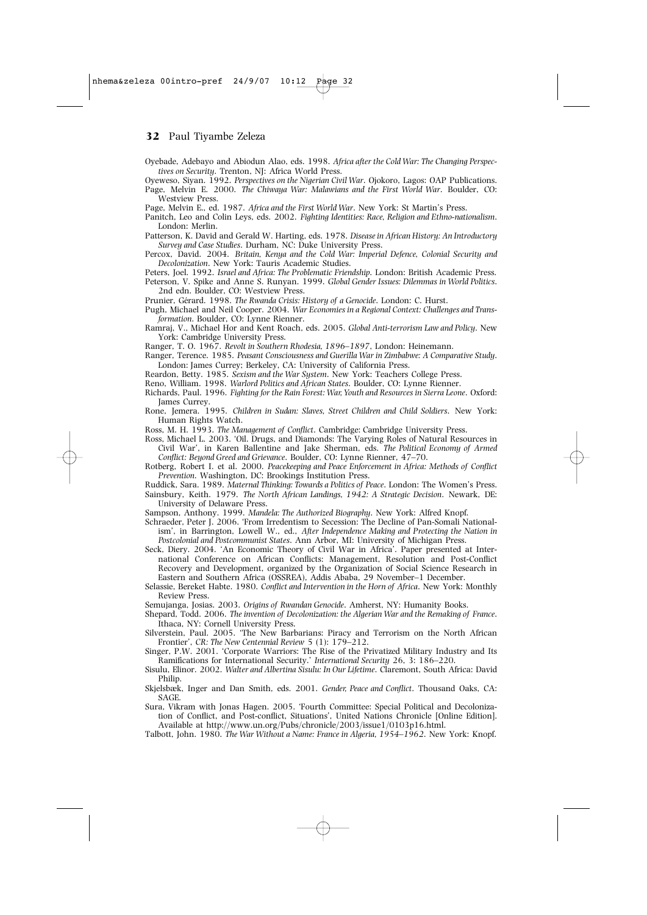Oyebade, Adebayo and Abiodun Alao, eds. 1998. *Africa after the Cold War: The Changing Perspectives on Security*. Trenton, NJ: Africa World Press.

Oyeweso, Siyan. 1992. *Perspectives on the Nigerian Civil War*. Ojokoro, Lagos: OAP Publications.

Page, Melvin E. 2000. *The Chiwaya War: Malawians and the First World War*. Boulder, CO: Westview Press.

Page, Melvin E., ed. 1987. *Africa and the First World War*. New York: St Martin's Press.

Panitch, Leo and Colin Leys, eds. 2002. *Fighting Identities: Race, Religion and Ethno-nationalism*. London: Merlin.

Patterson, K. David and Gerald W. Harting, eds. 1978. *Disease in African History: An Introductory Survey and Case Studies*. Durham, NC: Duke University Press.

Percox, David. 2004. *Britain, Kenya and the Cold War: Imperial Defence, Colonial Security and Decolonization*. New York: Tauris Academic Studies.

Peters, Joel. 1992. *Israel and Africa: The Problematic Friendship*. London: British Academic Press.

Peterson, V. Spike and Anne S. Runyan. 1999. *Global Gender Issues: Dilemmas in World Politics*. 2nd edn. Boulder, CO: Westview Press.

Prunier, Gérard. 1998. *The Rwanda Crisis: History of a Genocide*. London: C. Hurst.

Pugh, Michael and Neil Cooper. 2004. *War Economies in a Regional Context: Challenges and Transformation*. Boulder, CO: Lynne Rienner.

Ramraj, V., Michael Hor and Kent Roach, eds. 2005. *Global Anti-terrorism Law and Policy*. New York: Cambridge University Press.

Ranger, T. O. 1967. *Revolt in Southern Rhodesia, 1896–1897*, London: Heinemann.

Ranger, Terence. 1985. *Peasant Consciousness and Guerilla War in Zimbabwe: A Comparative Study*. London: James Currey; Berkeley, CA: University of California Press.

Reardon, Betty. 1985. *Sexism and the War System*. New York: Teachers College Press.

Reno, William. 1998. *Warlord Politics and African States*. Boulder, CO: Lynne Rienner.

Richards, Paul. 1996. *Fighting for the Rain Forest: War, Youth and Resources in Sierra Leone*. Oxford: James Currey.

Rone, Jemera. 1995. *Children in Sudan: Slaves, Street Children and Child Soldiers*. New York: Human Rights Watch.

Ross, M. H. 1993. *The Management of Conflict*. Cambridge: Cambridge University Press.

Ross, Michael L. 2003. 'Oil. Drugs, and Diamonds: The Varying Roles of Natural Resources in Civil War', in Karen Ballentine and Jake Sherman, eds. *The Political Economy of Armed Conflict: Beyond Greed and Grievance*. Boulder, CO: Lynne Rienner, 47–70.

Rotberg, Robert I. et al. 2000. *Peacekeeping and Peace Enforcement in Africa: Methods of Conflict Prevention*. Washington, DC: Brookings Institution Press.

Ruddick, Sara. 1989. *Maternal Thinking: Towards a Politics of Peace*. London: The Women's Press.

Sainsbury, Keith. 1979. *The North African Landings, 1942: A Strategic Decision*. Newark, DE: University of Delaware Press.

Sampson, Anthony. 1999. *Mandela: The Authorized Biography*. New York: Alfred Knopf.

Schraeder, Peter J. 2006. 'From Irredentism to Secession: The Decline of Pan-Somali Nationalism', in Barrington, Lowell W., ed., *After Independence Making and Protecting the Nation in Postcolonial and Postcommunist States*. Ann Arbor, MI: University of Michigan Press.

Seck, Diery. 2004. 'An Economic Theory of Civil War in Africa'. Paper presented at International Conference on African Conflicts: Management, Resolution and Post-Conflict Recovery and Development, organized by the Organization of Social Science Research in Eastern and Southern Africa (OSSREA), Addis Ababa, 29 November–1 December.

Selassie, Bereket Habte. 1980. *Conflict and Intervention in the Horn of Africa*. New York: Monthly Review Press.

Semujanga, Josias. 2003. *Origins of Rwandan Genocide*. Amherst, NY: Humanity Books.

Shepard, Todd. 2006. *The invention of Decolonization: the Algerian War and the Remaking of France*. Ithaca, NY: Cornell University Press.

Silverstein, Paul. 2005. 'The New Barbarians: Piracy and Terrorism on the North African Frontier', *CR: The New Centennial Review* 5 (1): 179–212.

Singer, P.W. 2001. 'Corporate Warriors: The Rise of the Privatized Military Industry and Its Ramifications for International Security.' *International Security* 26, 3: 186–220.

Sisulu, Elinor. 2002. *Walter and Albertina Sisulu: In Our Lifetime*. Claremont, South Africa: David Philip.

Skjelsbæk, Inger and Dan Smith, eds. 2001. *Gender, Peace and Conflict*. Thousand Oaks, CA: SAGE.

Sura, Vikram with Jonas Hagen. 2005. 'Fourth Committee: Special Political and Decolonization of Conflict, and Post-conflict, Situations', United Nations Chronicle [Online Edition]. Available at http://www.un.org/Pubs/chronicle/2003/issue1/0103p16.html.

Talbott, John. 1980. *The War Without a Name: France in Algeria, 1954–1962*. New York: Knopf.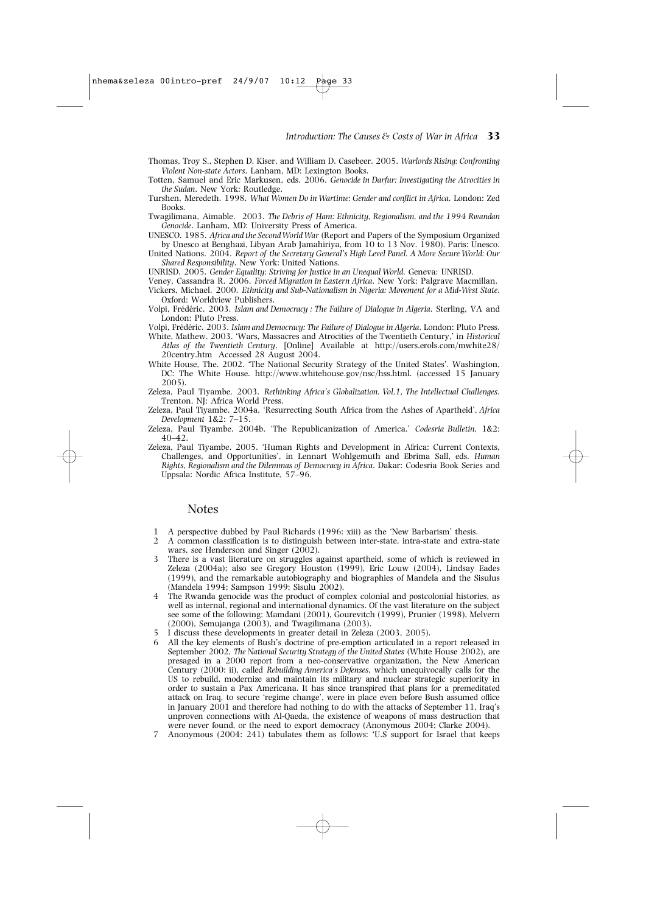Thomas, Troy S., Stephen D. Kiser, and William D. Casebeer. 2005. *Warlords Rising: Confronting Violent Non-state Actors*. Lanham, MD: Lexington Books.

Totten, Samuel and Eric Markusen, eds. 2006. *Genocide in Darfur: Investigating the Atrocities in the Sudan*. New York: Routledge.

Turshen, Meredeth. 1998. *What Women Do in Wartime: Gender and conflict in Africa*. London: Zed Books.

Twagilimana, Aimable. 2003. *The Debris of Ham: Ethnicity, Regionalism, and the 1994 Rwandan Genocide*. Lanham, MD: University Press of America.

UNESCO. 1985. *Africa and the Second World War* (Report and Papers of the Symposium Organized by Unesco at Benghazi, Libyan Arab Jamahiriya, from 10 to 13 Nov. 1980). Paris: Unesco.

United Nations. 2004. *Report of the Secretary General's High Level Panel. A More Secure World: Our Shared Responsibility*. New York: United Nations.

UNRISD. 2005. *Gender Equality: Striving for Justice in an Unequal World*. Geneva: UNRISD.

Veney, Cassandra R. 2006. *Forced Migration in Eastern Africa*. New York: Palgrave Macmillan.

Vickers, Michael. 2000. *Ethnicity and Sub-Nationalism in Nigeria: Movement for a Mid-West State*. Oxford: Worldview Publishers.

Volpi, Frédéric. 2003. *Islam and Democracy : The Failure of Dialogue in Algeria*. Sterling, VA and London: Pluto Press.

Volpi, Frédéric. 2003. *Islam and Democracy: The Failure of Dialogue in Algeria*. London: Pluto Press.

White, Mathew. 2003. 'Wars, Massacres and Atrocities of the Twentieth Century,' in *Historical Atlas of the Twentieth Century*, [Online] Available at http://users.erols.com/mwhite28/20centry.htm Accessed 28 August 2004.

White House, The. 2002. 'The National Security Strategy of the United States'. Washington, DC: The White House. http://www.whitehouse.gov/nsc/hss.html. (accessed 15 January 2005).

Zeleza, Paul Tiyambe. 2003. *Rethinking Africa's Globalization. Vol.1, The Intellectual Challenges*. Trenton, NJ: Africa World Press.

Zeleza, Paul Tiyambe. 2004a. 'Resurrecting South Africa from the Ashes of Apartheid', *Africa Development* 1&2: 7–15.

Zeleza, Paul Tiyambe. 2004b. 'The Republicanization of America.' *Codesria Bulletin*, 1&2: 40–42.

Zeleza, Paul Tiyambe. 2005. 'Human Rights and Development in Africa: Current Contexts, Challenges, and Opportunities', in Lennart Wohlgemuth and Ebrima Sall, eds. *Human Rights, Regionalism and the Dilemmas of Democracy in Africa*. Dakar: Codesria Book Series and Uppsala: Nordic Africa Institute, 57–96.

## Notes

1. A perspective dubbed by Paul Richards (1996: xiii) as the 'New Barbarism' thesis.
2. A common classification is to distinguish between inter-state, intra-state and extra-state wars, see Henderson and Singer (2002).
3. There is a vast literature on struggles against apartheid, some of which is reviewed in Zeleza (2004a); also see Gregory Houston (1999), Eric Louw (2004), Lindsay Eades (1999), and the remarkable autobiography and biographies of Mandela and the Sisulus (Mandela 1994; Sampson 1999; Sisulu 2002).
4. The Rwanda genocide was the product of complex colonial and postcolonial histories, as well as internal, regional and international dynamics. Of the vast literature on the subject see some of the following: Mamdani (2001), Gourevitch (1999), Prunier (1998), Melvern (2000), Semujanga (2003), and Twagilimana (2003).
5. I discuss these developments in greater detail in Zeleza (2003, 2005).
6. All the key elements of Bush's doctrine of pre-emption articulated in a report released in September 2002, *The National Security Strategy of the United States* (White House 2002), are presaged in a 2000 report from a neo-conservative organization, the New American Century (2000: ii), called *Rebuilding America's Defenses*, which unequivocally calls for the US to rebuild, modernize and maintain its military and nuclear strategic superiority in order to sustain a Pax Americana. It has since transpired that plans for a premeditated attack on Iraq, to secure 'regime change', were in place even before Bush assumed office in January 2001 and therefore had nothing to do with the attacks of September 11, Iraq's unproven connections with Al-Qaeda, the existence of weapons of mass destruction that were never found, or the need to export democracy (Anonymous 2004; Clarke 2004).
7. Anonymous (2004: 241) tabulates them as follows: 'U.S support for Israel that keeps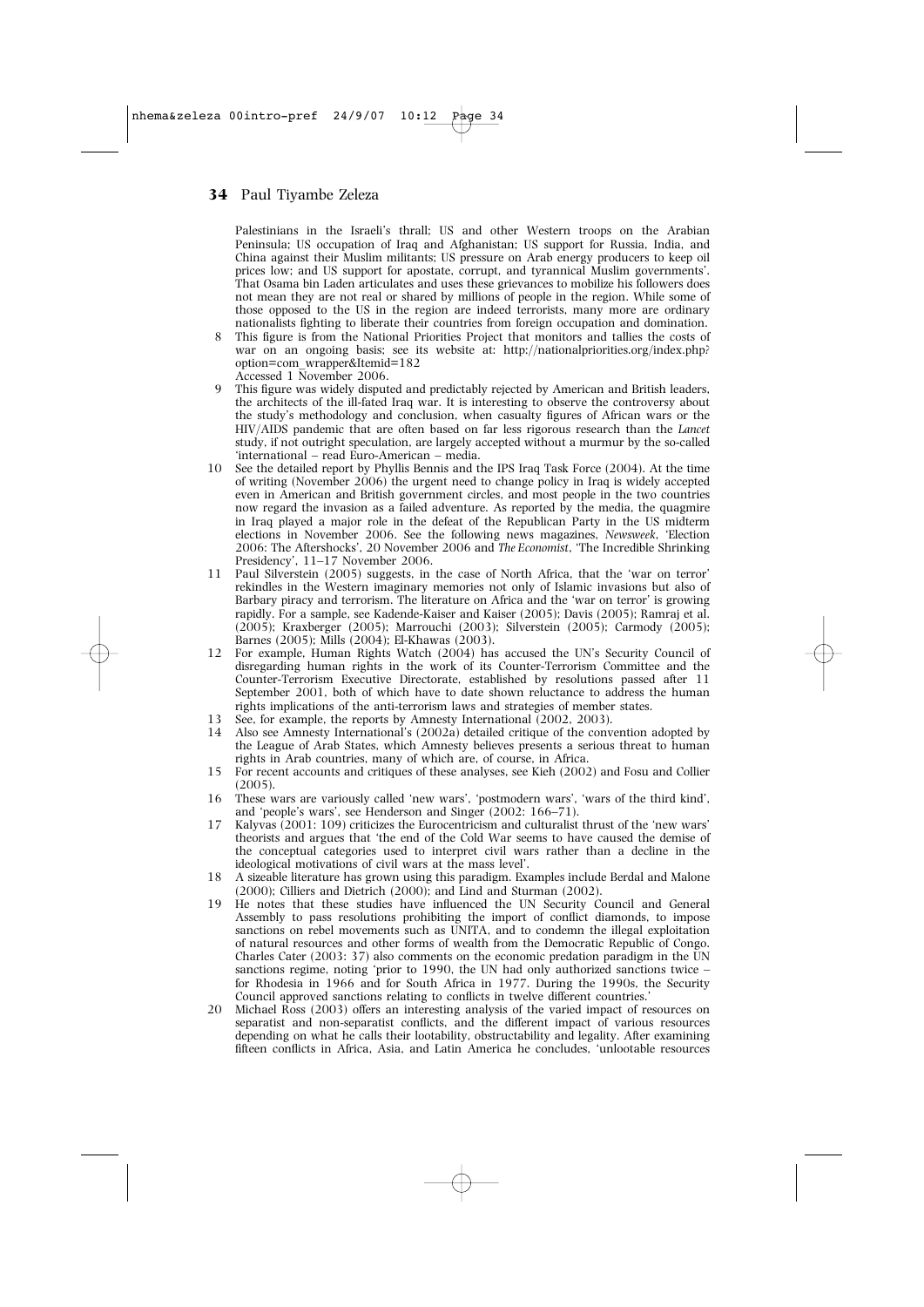Palestinians in the Israeli's thrall; US and other Western troops on the Arabian Peninsula; US occupation of Iraq and Afghanistan; US support for Russia, India, and China against their Muslim militants; US pressure on Arab energy producers to keep oil prices low; and US support for apostate, corrupt, and tyrannical Muslim governments'. That Osama bin Laden articulates and uses these grievances to mobilize his followers does not mean they are not real or shared by millions of people in the region. While some of those opposed to the US in the region are indeed terrorists, many more are ordinary nationalists fighting to liberate their countries from foreign occupation and domination.

8 This figure is from the National Priorities Project that monitors and tallies the costs of war on an ongoing basis; see its website at: http://nationalpriorities.org/index.php?option=com_wrapper&Itemid=182 Accessed 1 November 2006.

9 This figure was widely disputed and predictably rejected by American and British leaders, the architects of the ill-fated Iraq war. It is interesting to observe the controversy about the study's methodology and conclusion, when casualty figures of African wars or the HIV/AIDS pandemic that are often based on far less rigorous research than the *Lancet* study, if not outright speculation, are largely accepted without a murmur by the so-called 'international – read Euro-American – media.

10 See the detailed report by Phyllis Bennis and the IPS Iraq Task Force (2004). At the time of writing (November 2006) the urgent need to change policy in Iraq is widely accepted even in American and British government circles, and most people in the two countries now regard the invasion as a failed adventure. As reported by the media, the quagmire in Iraq played a major role in the defeat of the Republican Party in the US midterm elections in November 2006. See the following news magazines, *Newsweek*, 'Election 2006: The Aftershocks', 20 November 2006 and *The Economist*, 'The Incredible Shrinking Presidency', 11–17 November 2006.

11 Paul Silverstein (2005) suggests, in the case of North Africa, that the 'war on terror' rekindles in the Western imaginary memories not only of Islamic invasions but also of Barbary piracy and terrorism. The literature on Africa and the 'war on terror' is growing rapidly. For a sample, see Kadende-Kaiser and Kaiser (2005); Davis (2005); Ramraj et al. (2005); Kraxberger (2005); Marrouchi (2003); Silverstein (2005); Carmody (2005); Barnes (2005); Mills (2004); El-Khawas (2003).

12 For example, Human Rights Watch (2004) has accused the UN's Security Council of disregarding human rights in the work of its Counter-Terrorism Committee and the Counter-Terrorism Executive Directorate, established by resolutions passed after 11 September 2001, both of which have to date shown reluctance to address the human rights implications of the anti-terrorism laws and strategies of member states.

13 See, for example, the reports by Amnesty International (2002, 2003).

14 Also see Amnesty International's (2002a) detailed critique of the convention adopted by the League of Arab States, which Amnesty believes presents a serious threat to human rights in Arab countries, many of which are, of course, in Africa.

15 For recent accounts and critiques of these analyses, see Kieh (2002) and Fosu and Collier (2005).

16 These wars are variously called 'new wars', 'postmodern wars', 'wars of the third kind', and 'people's wars', see Henderson and Singer (2002: 166–71).

17 Kalyvas (2001: 109) criticizes the Eurocentricism and culturalist thrust of the 'new wars' theorists and argues that 'the end of the Cold War seems to have caused the demise of the conceptual categories used to interpret civil wars rather than a decline in the ideological motivations of civil wars at the mass level'.

18 A sizeable literature has grown using this paradigm. Examples include Berdal and Malone (2000); Cilliers and Dietrich (2000); and Lind and Sturman (2002).

19 He notes that these studies have influenced the UN Security Council and General Assembly to pass resolutions prohibiting the import of conflict diamonds, to impose sanctions on rebel movements such as UNITA, and to condemn the illegal exploitation of natural resources and other forms of wealth from the Democratic Republic of Congo. Charles Cater (2003: 37) also comments on the economic predation paradigm in the UN sanctions regime, noting 'prior to 1990, the UN had only authorized sanctions twice – for Rhodesia in 1966 and for South Africa in 1977. During the 1990s, the Security Council approved sanctions relating to conflicts in twelve different countries.'

20 Michael Ross (2003) offers an interesting analysis of the varied impact of resources on separatist and non-separatist conflicts, and the different impact of various resources depending on what he calls their lootability, obstructability and legality. After examining fifteen conflicts in Africa, Asia, and Latin America he concludes, 'unlootable resources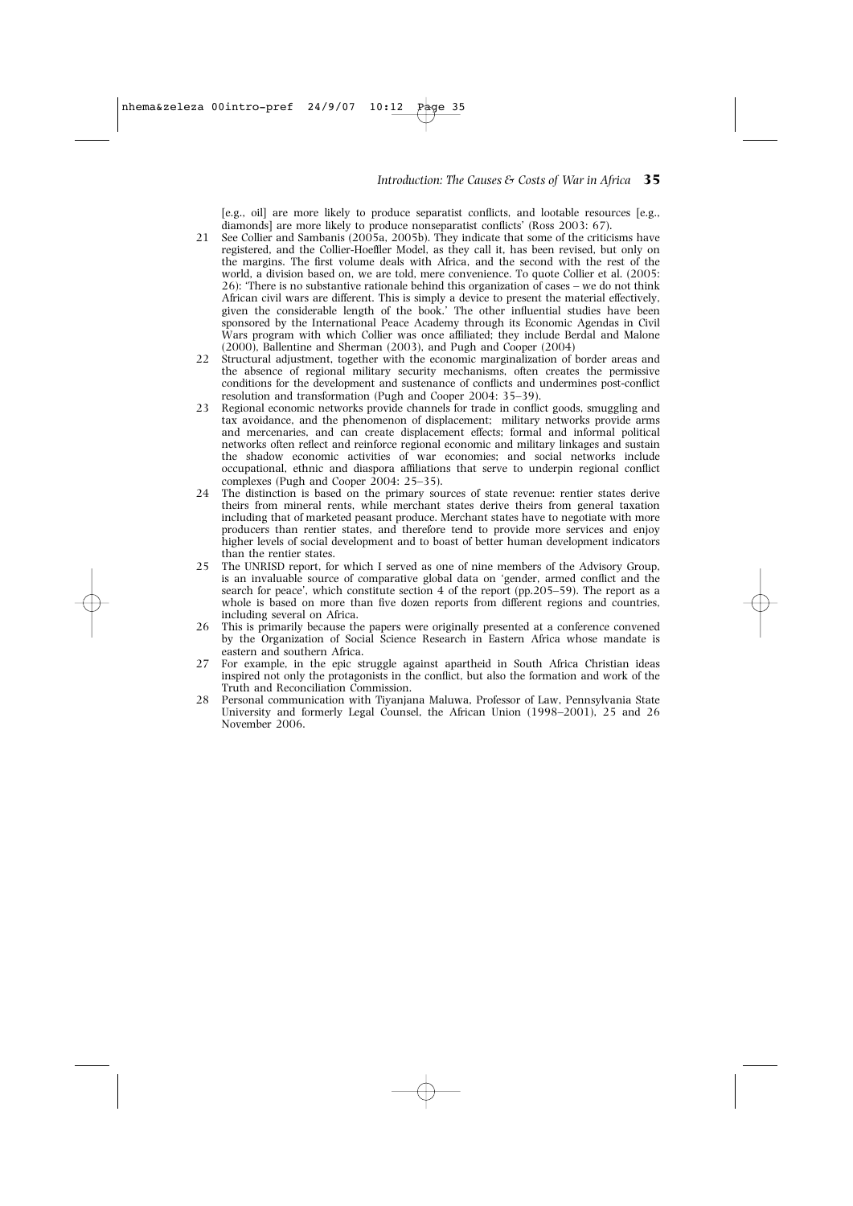[e.g., oil] are more likely to produce separatist conflicts, and lootable resources [e.g., diamonds] are more likely to produce nonseparatist conflicts' (Ross 2003: 67).

21 See Collier and Sambanis (2005a, 2005b). They indicate that some of the criticisms have registered, and the Collier-Hoeffler Model, as they call it, has been revised, but only on the margins. The first volume deals with Africa, and the second with the rest of the world, a division based on, we are told, mere convenience. To quote Collier et al. (2005: 26): 'There is no substantive rationale behind this organization of cases – we do not think African civil wars are different. This is simply a device to present the material effectively, given the considerable length of the book.' The other influential studies have been sponsored by the International Peace Academy through its Economic Agendas in Civil Wars program with which Collier was once affiliated; they include Berdal and Malone (2000), Ballentine and Sherman (2003), and Pugh and Cooper (2004)

22 Structural adjustment, together with the economic marginalization of border areas and the absence of regional military security mechanisms, often creates the permissive conditions for the development and sustenance of conflicts and undermines post-conflict resolution and transformation (Pugh and Cooper 2004: 35–39).

23 Regional economic networks provide channels for trade in conflict goods, smuggling and tax avoidance, and the phenomenon of displacement; military networks provide arms and mercenaries, and can create displacement effects; formal and informal political networks often reflect and reinforce regional economic and military linkages and sustain the shadow economic activities of war economies; and social networks include occupational, ethnic and diaspora affiliations that serve to underpin regional conflict complexes (Pugh and Cooper 2004: 25–35).

24 The distinction is based on the primary sources of state revenue: rentier states derive theirs from mineral rents, while merchant states derive theirs from general taxation including that of marketed peasant produce. Merchant states have to negotiate with more producers than rentier states, and therefore tend to provide more services and enjoy higher levels of social development and to boast of better human development indicators than the rentier states.

25 The UNRISD report, for which I served as one of nine members of the Advisory Group, is an invaluable source of comparative global data on 'gender, armed conflict and the search for peace', which constitute section 4 of the report (pp.205–59). The report as a whole is based on more than five dozen reports from different regions and countries, including several on Africa.

26 This is primarily because the papers were originally presented at a conference convened by the Organization of Social Science Research in Eastern Africa whose mandate is eastern and southern Africa.

27 For example, in the epic struggle against apartheid in South Africa Christian ideas inspired not only the protagonists in the conflict, but also the formation and work of the Truth and Reconciliation Commission.

28 Personal communication with Tiyanjana Maluwa, Professor of Law, Pennsylvania State University and formerly Legal Counsel, the African Union (1998–2001), 25 and 26 November 2006.